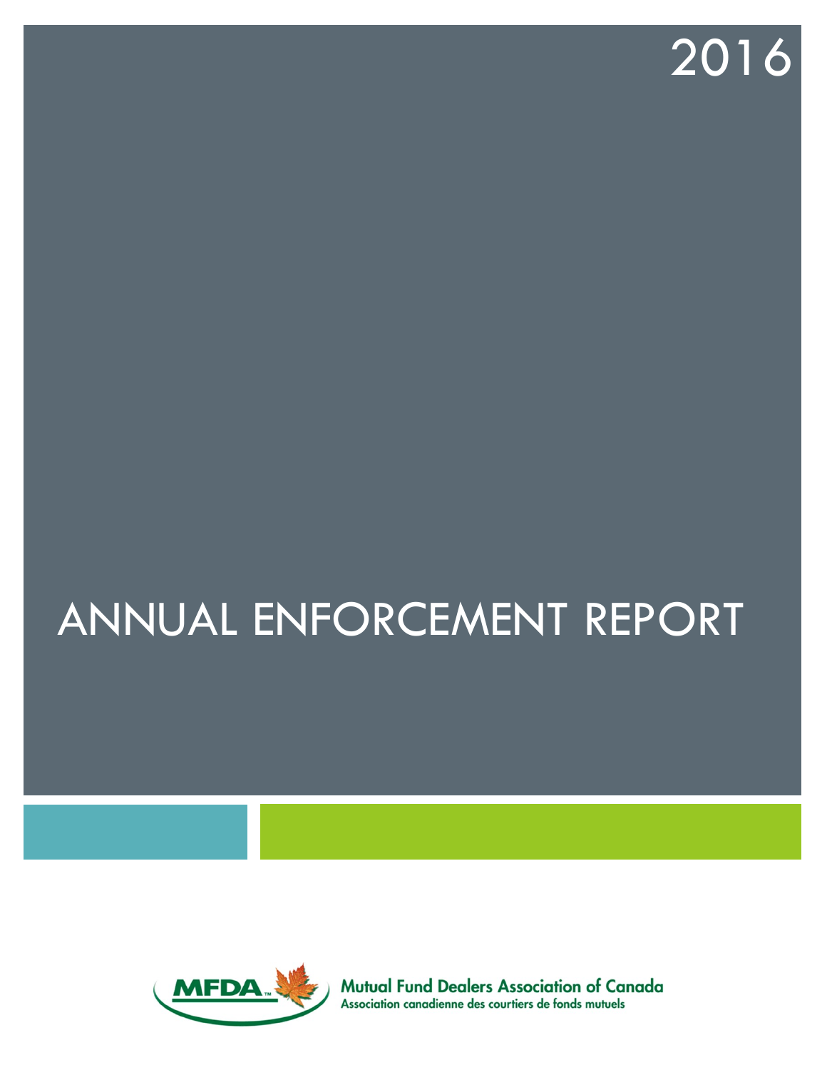2016

# ANNUAL ENFORCEMENT REPORT

MFDA™

Mutual Fund Dealers Association of Canada
Association canadienne des courtiers de fonds mutuels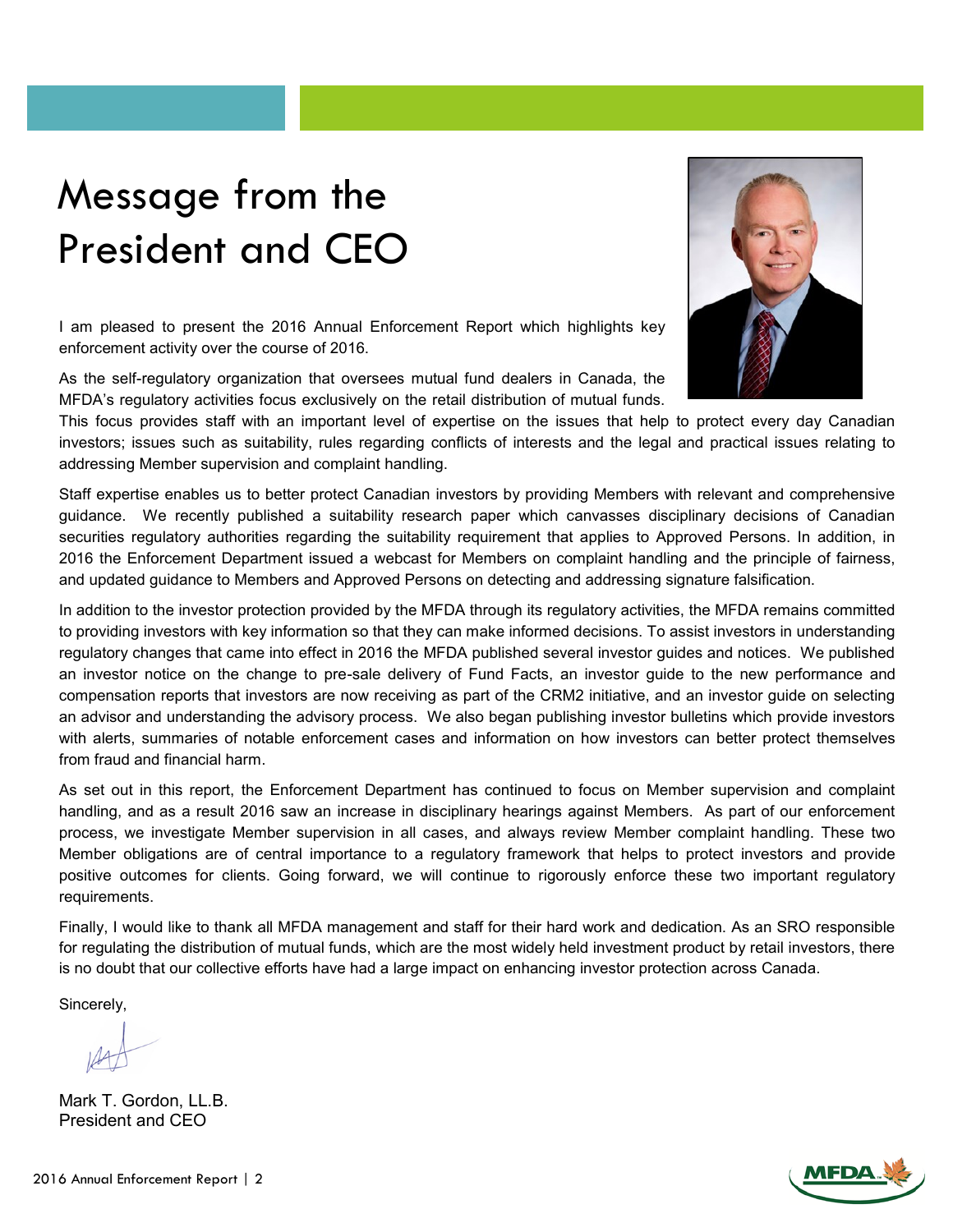# Message from the President and CEO

I am pleased to present the 2016 Annual Enforcement Report which highlights key enforcement activity over the course of 2016.

As the self-regulatory organization that oversees mutual fund dealers in Canada, the MFDA's regulatory activities focus exclusively on the retail distribution of mutual funds. This focus provides staff with an important level of expertise on the issues that help to protect every day Canadian investors; issues such as suitability, rules regarding conflicts of interests and the legal and practical issues relating to addressing Member supervision and complaint handling.

Staff expertise enables us to better protect Canadian investors by providing Members with relevant and comprehensive guidance. We recently published a suitability research paper which canvasses disciplinary decisions of Canadian securities regulatory authorities regarding the suitability requirement that applies to Approved Persons. In addition, in 2016 the Enforcement Department issued a webcast for Members on complaint handling and the principle of fairness, and updated guidance to Members and Approved Persons on detecting and addressing signature falsification.

In addition to the investor protection provided by the MFDA through its regulatory activities, the MFDA remains committed to providing investors with key information so that they can make informed decisions. To assist investors in understanding regulatory changes that came into effect in 2016 the MFDA published several investor guides and notices. We published an investor notice on the change to pre-sale delivery of Fund Facts, an investor guide to the new performance and compensation reports that investors are now receiving as part of the CRM2 initiative, and an investor guide on selecting an advisor and understanding the advisory process. We also began publishing investor bulletins which provide investors with alerts, summaries of notable enforcement cases and information on how investors can better protect themselves from fraud and financial harm.

As set out in this report, the Enforcement Department has continued to focus on Member supervision and complaint handling, and as a result 2016 saw an increase in disciplinary hearings against Members. As part of our enforcement process, we investigate Member supervision in all cases, and always review Member complaint handling. These two Member obligations are of central importance to a regulatory framework that helps to protect investors and provide positive outcomes for clients. Going forward, we will continue to rigorously enforce these two important regulatory requirements.

Finally, I would like to thank all MFDA management and staff for their hard work and dedication. As an SRO responsible for regulating the distribution of mutual funds, which are the most widely held investment product by retail investors, there is no doubt that our collective efforts have had a large impact on enhancing investor protection across Canada.

Sincerely,

Mark T. Gordon, LL.B.
President and CEO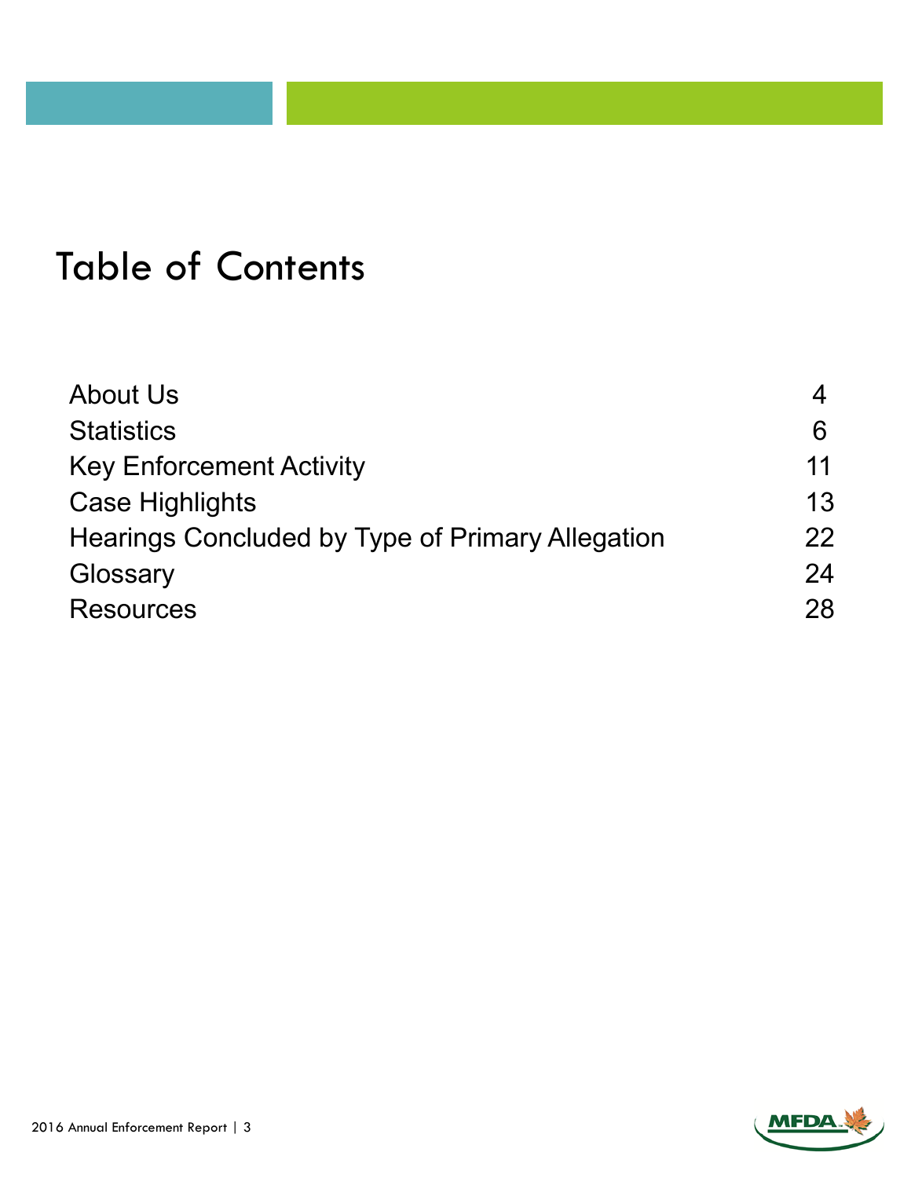# Table of Contents

| | |
|---|---|
| About Us | 4 |
| Statistics | 6 |
| Key Enforcement Activity | 11 |
| Case Highlights | 13 |
| Hearings Concluded by Type of Primary Allegation | 22 |
| Glossary | 24 |
| Resources | 28 |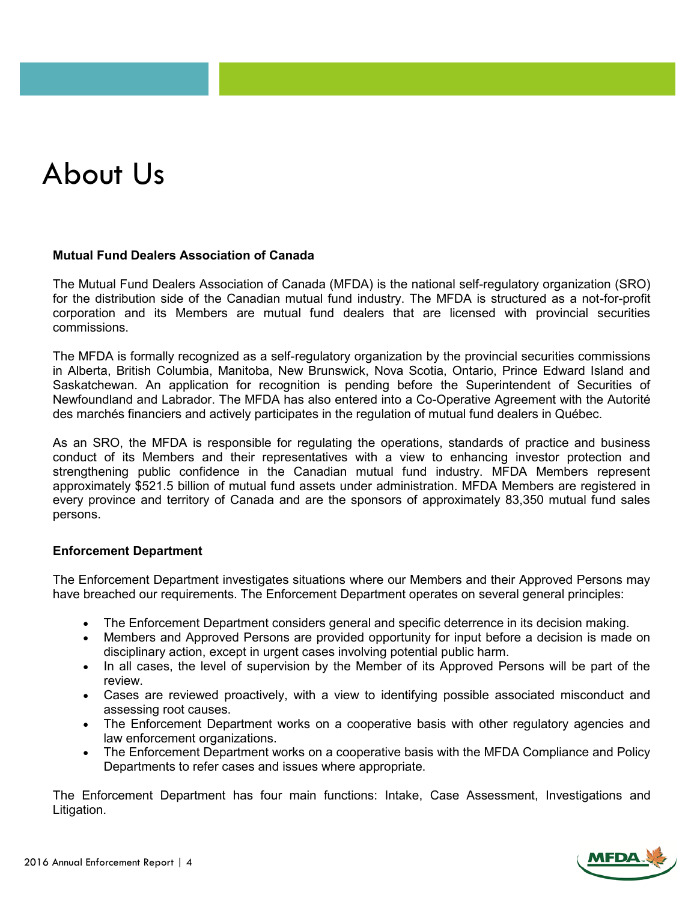# About Us

### Mutual Fund Dealers Association of Canada

The Mutual Fund Dealers Association of Canada (MFDA) is the national self-regulatory organization (SRO) for the distribution side of the Canadian mutual fund industry. The MFDA is structured as a not-for-profit corporation and its Members are mutual fund dealers that are licensed with provincial securities commissions.

The MFDA is formally recognized as a self-regulatory organization by the provincial securities commissions in Alberta, British Columbia, Manitoba, New Brunswick, Nova Scotia, Ontario, Prince Edward Island and Saskatchewan. An application for recognition is pending before the Superintendent of Securities of Newfoundland and Labrador. The MFDA has also entered into a Co-Operative Agreement with the Autorité des marchés financiers and actively participates in the regulation of mutual fund dealers in Québec.

As an SRO, the MFDA is responsible for regulating the operations, standards of practice and business conduct of its Members and their representatives with a view to enhancing investor protection and strengthening public confidence in the Canadian mutual fund industry. MFDA Members represent approximately $521.5 billion of mutual fund assets under administration. MFDA Members are registered in every province and territory of Canada and are the sponsors of approximately 83,350 mutual fund sales persons.

### Enforcement Department

The Enforcement Department investigates situations where our Members and their Approved Persons may have breached our requirements. The Enforcement Department operates on several general principles:

- The Enforcement Department considers general and specific deterrence in its decision making.
- Members and Approved Persons are provided opportunity for input before a decision is made on disciplinary action, except in urgent cases involving potential public harm.
- In all cases, the level of supervision by the Member of its Approved Persons will be part of the review.
- Cases are reviewed proactively, with a view to identifying possible associated misconduct and assessing root causes.
- The Enforcement Department works on a cooperative basis with other regulatory agencies and law enforcement organizations.
- The Enforcement Department works on a cooperative basis with the MFDA Compliance and Policy Departments to refer cases and issues where appropriate.

The Enforcement Department has four main functions: Intake, Case Assessment, Investigations and Litigation.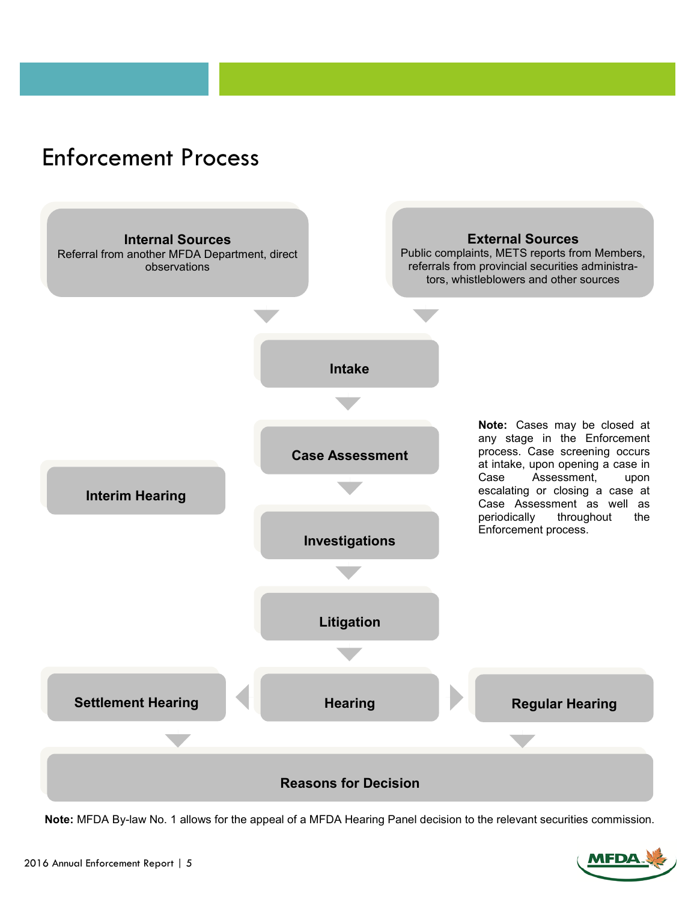# Enforcement Process

**Internal Sources**
Referral from another MFDA Department, direct observations

**External Sources**
Public complaints, METS reports from Members, referrals from provincial securities administrators, whistleblowers and other sources

**Intake**

**Case Assessment**

**Interim Hearing**

**Investigations**

**Litigation**

**Settlement Hearing**

**Hearing**

**Regular Hearing**

**Reasons for Decision**

**Note:** Cases may be closed at any stage in the Enforcement process. Case screening occurs at intake, upon opening a case in Case Assessment, upon escalating or closing a case at Case Assessment as well as periodically throughout the Enforcement process.

**Note:** MFDA By-law No. 1 allows for the appeal of a MFDA Hearing Panel decision to the relevant securities commission.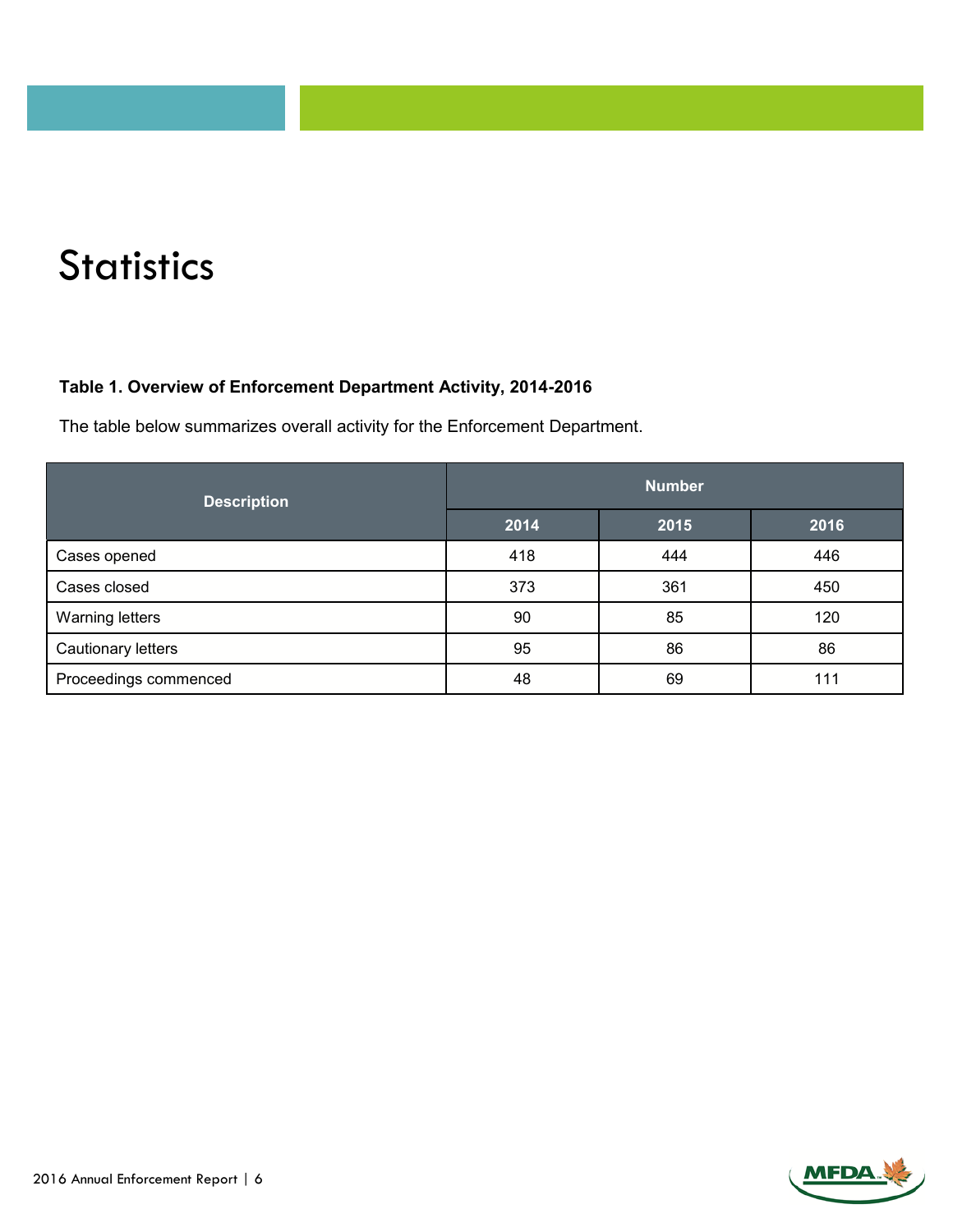# Statistics

**Table 1. Overview of Enforcement Department Activity, 2014-2016**

The table below summarizes overall activity for the Enforcement Department.

| Description | Number | | |
|---|---|---|---|
| | 2014 | 2015 | 2016 |
| Cases opened | 418 | 444 | 446 |
| Cases closed | 373 | 361 | 450 |
| Warning letters | 90 | 85 | 120 |
| Cautionary letters | 95 | 86 | 86 |
| Proceedings commenced | 48 | 69 | 111 |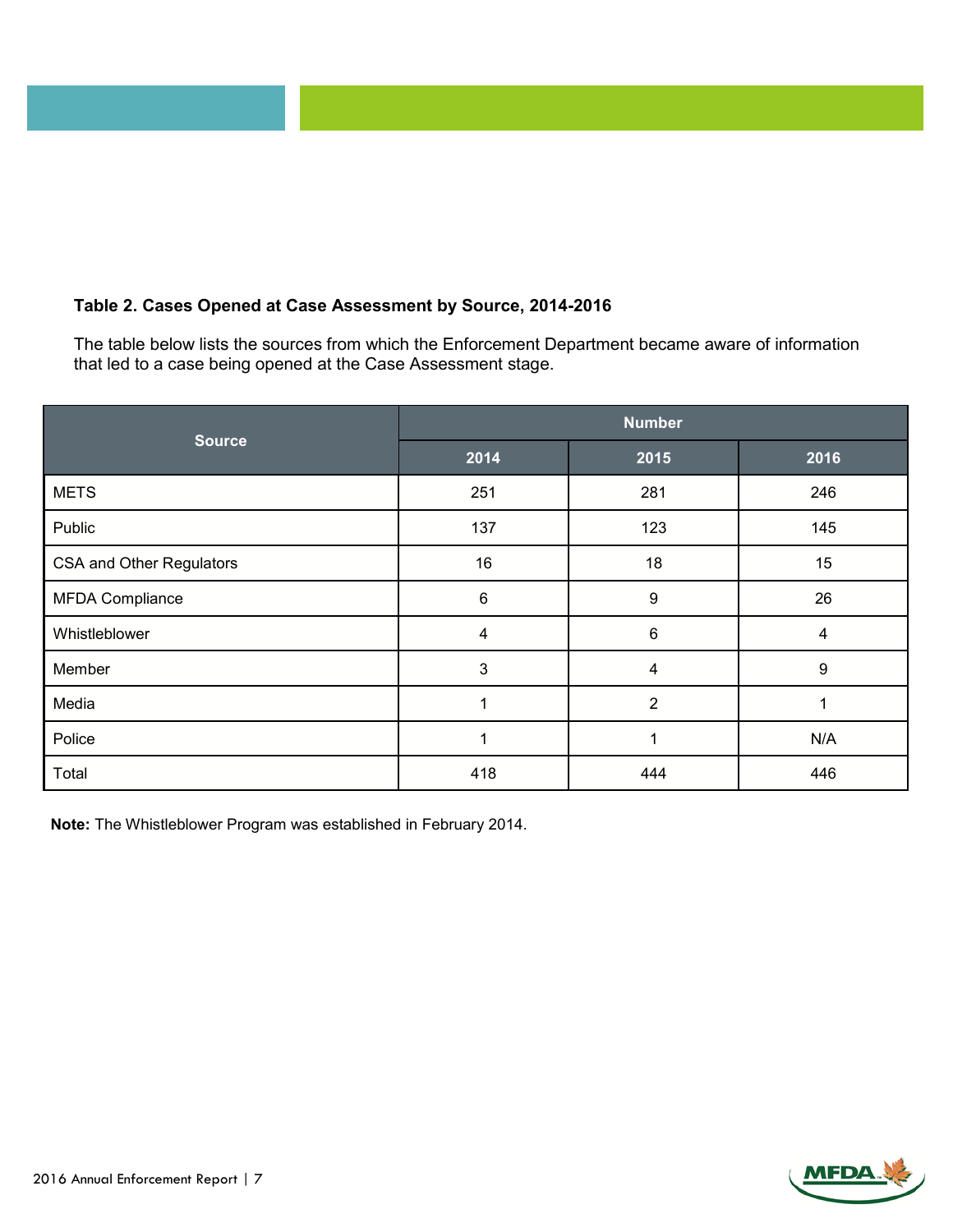**Table 2. Cases Opened at Case Assessment by Source, 2014-2016**

The table below lists the sources from which the Enforcement Department became aware of information that led to a case being opened at the Case Assessment stage.

| Source | Number | | |
|---|---|---|---|
| | 2014 | 2015 | 2016 |
| METS | 251 | 281 | 246 |
| Public | 137 | 123 | 145 |
| CSA and Other Regulators | 16 | 18 | 15 |
| MFDA Compliance | 6 | 9 | 26 |
| Whistleblower | 4 | 6 | 4 |
| Member | 3 | 4 | 9 |
| Media | 1 | 2 | 1 |
| Police | 1 | 1 | N/A |
| Total | 418 | 444 | 446 |

**Note:** The Whistleblower Program was established in February 2014.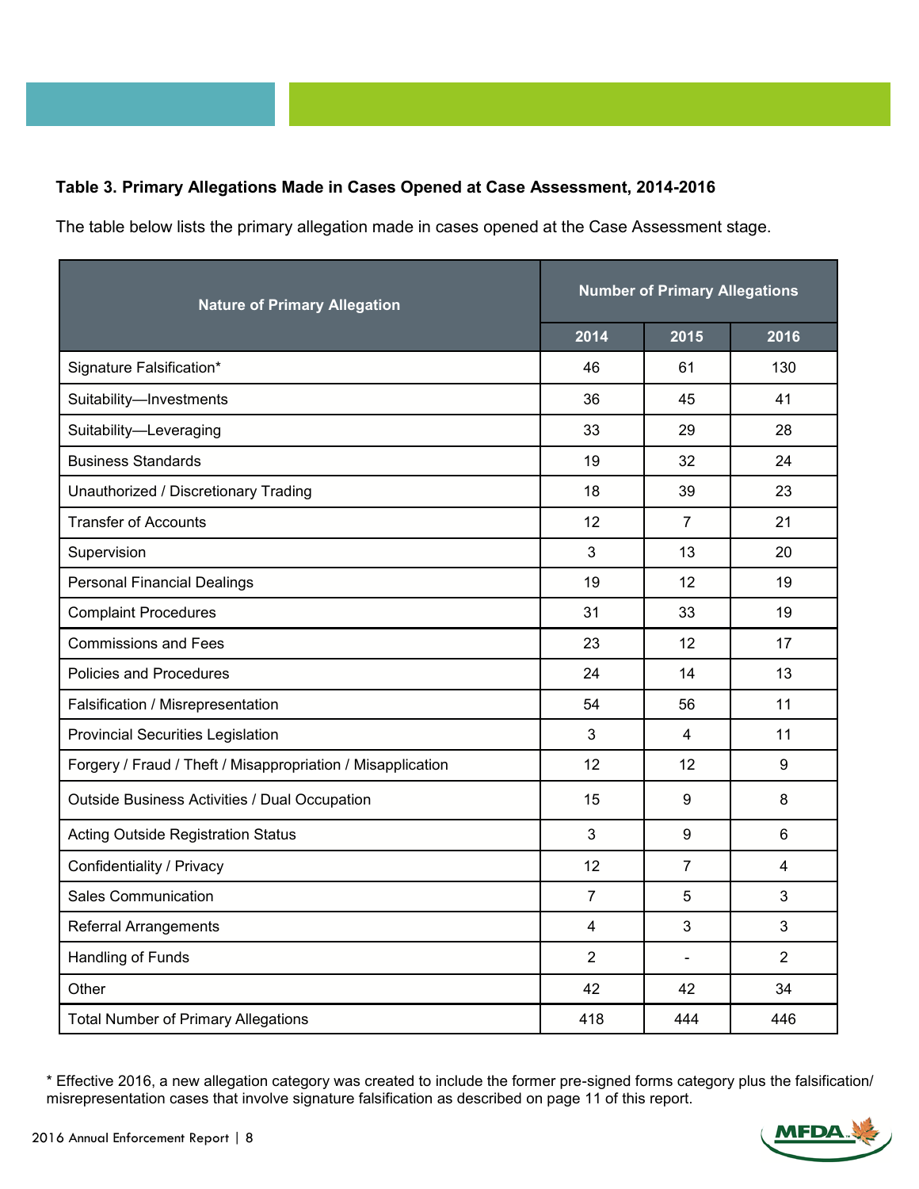**Table 3. Primary Allegations Made in Cases Opened at Case Assessment, 2014-2016**

The table below lists the primary allegation made in cases opened at the Case Assessment stage.

| Nature of Primary Allegation | Number of Primary Allegations | | |
|---|---|---|---|
| | 2014 | 2015 | 2016 |
| Signature Falsification* | 46 | 61 | 130 |
| Suitability—Investments | 36 | 45 | 41 |
| Suitability—Leveraging | 33 | 29 | 28 |
| Business Standards | 19 | 32 | 24 |
| Unauthorized / Discretionary Trading | 18 | 39 | 23 |
| Transfer of Accounts | 12 | 7 | 21 |
| Supervision | 3 | 13 | 20 |
| Personal Financial Dealings | 19 | 12 | 19 |
| Complaint Procedures | 31 | 33 | 19 |
| Commissions and Fees | 23 | 12 | 17 |
| Policies and Procedures | 24 | 14 | 13 |
| Falsification / Misrepresentation | 54 | 56 | 11 |
| Provincial Securities Legislation | 3 | 4 | 11 |
| Forgery / Fraud / Theft / Misappropriation / Misapplication | 12 | 12 | 9 |
| Outside Business Activities / Dual Occupation | 15 | 9 | 8 |
| Acting Outside Registration Status | 3 | 9 | 6 |
| Confidentiality / Privacy | 12 | 7 | 4 |
| Sales Communication | 7 | 5 | 3 |
| Referral Arrangements | 4 | 3 | 3 |
| Handling of Funds | 2 | - | 2 |
| Other | 42 | 42 | 34 |
| Total Number of Primary Allegations | 418 | 444 | 446 |

* Effective 2016, a new allegation category was created to include the former pre-signed forms category plus the falsification/misrepresentation cases that involve signature falsification as described on page 11 of this report.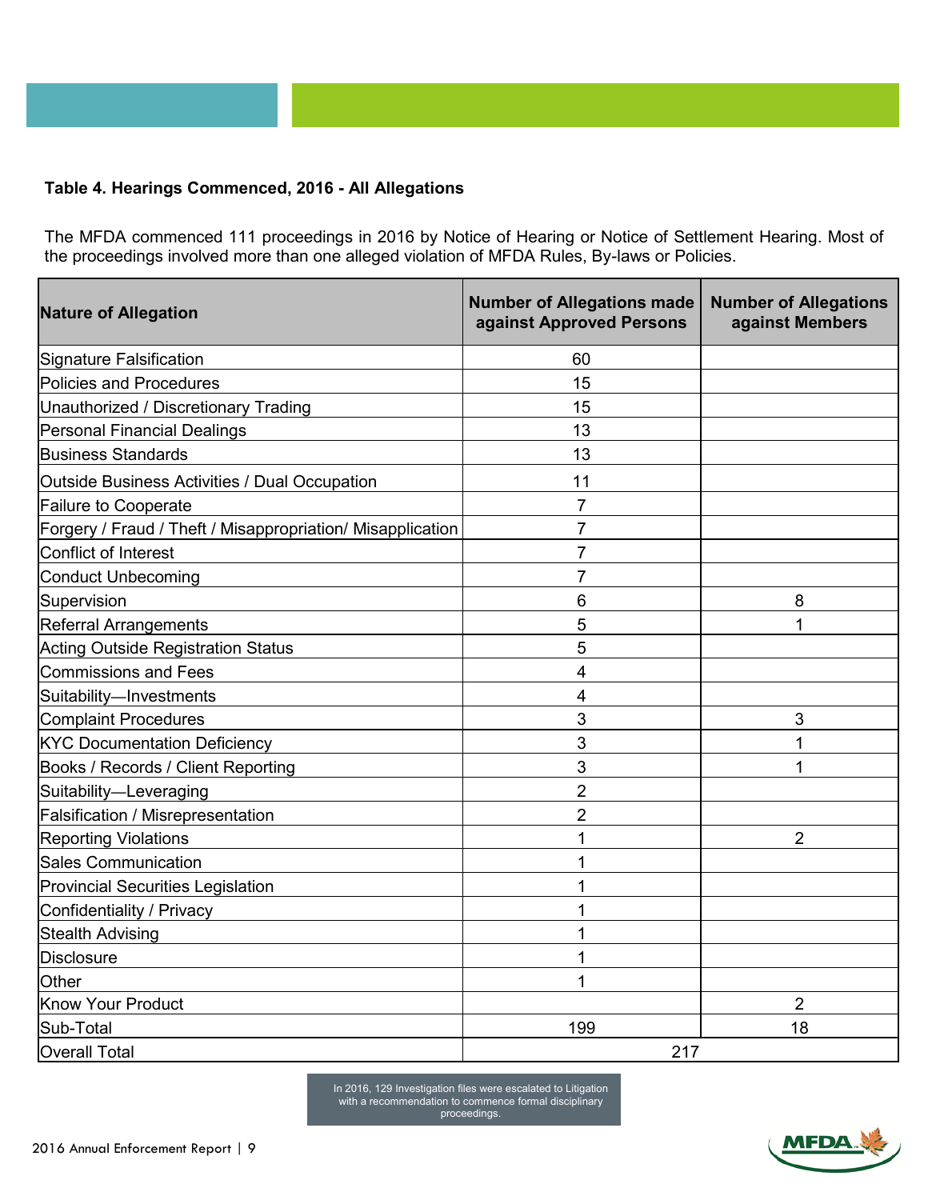**Table 4. Hearings Commenced, 2016 - All Allegations**

The MFDA commenced 111 proceedings in 2016 by Notice of Hearing or Notice of Settlement Hearing. Most of the proceedings involved more than one alleged violation of MFDA Rules, By-laws or Policies.

| Nature of Allegation | Number of Allegations made against Approved Persons | Number of Allegations against Members |
|---|---|---|
| Signature Falsification | 60 | |
| Policies and Procedures | 15 | |
| Unauthorized / Discretionary Trading | 15 | |
| Personal Financial Dealings | 13 | |
| Business Standards | 13 | |
| Outside Business Activities / Dual Occupation | 11 | |
| Failure to Cooperate | 7 | |
| Forgery / Fraud / Theft / Misappropriation/ Misapplication | 7 | |
| Conflict of Interest | 7 | |
| Conduct Unbecoming | 7 | |
| Supervision | 6 | 8 |
| Referral Arrangements | 5 | 1 |
| Acting Outside Registration Status | 5 | |
| Commissions and Fees | 4 | |
| Suitability—Investments | 4 | |
| Complaint Procedures | 3 | 3 |
| KYC Documentation Deficiency | 3 | 1 |
| Books / Records / Client Reporting | 3 | 1 |
| Suitability—Leveraging | 2 | |
| Falsification / Misrepresentation | 2 | |
| Reporting Violations | 1 | 2 |
| Sales Communication | 1 | |
| Provincial Securities Legislation | 1 | |
| Confidentiality / Privacy | 1 | |
| Stealth Advising | 1 | |
| Disclosure | 1 | |
| Other | 1 | |
| Know Your Product | | 2 |
| Sub-Total | 199 | 18 |
| Overall Total | 217 | |

In 2016, 129 Investigation files were escalated to Litigation with a recommendation to commence formal disciplinary proceedings.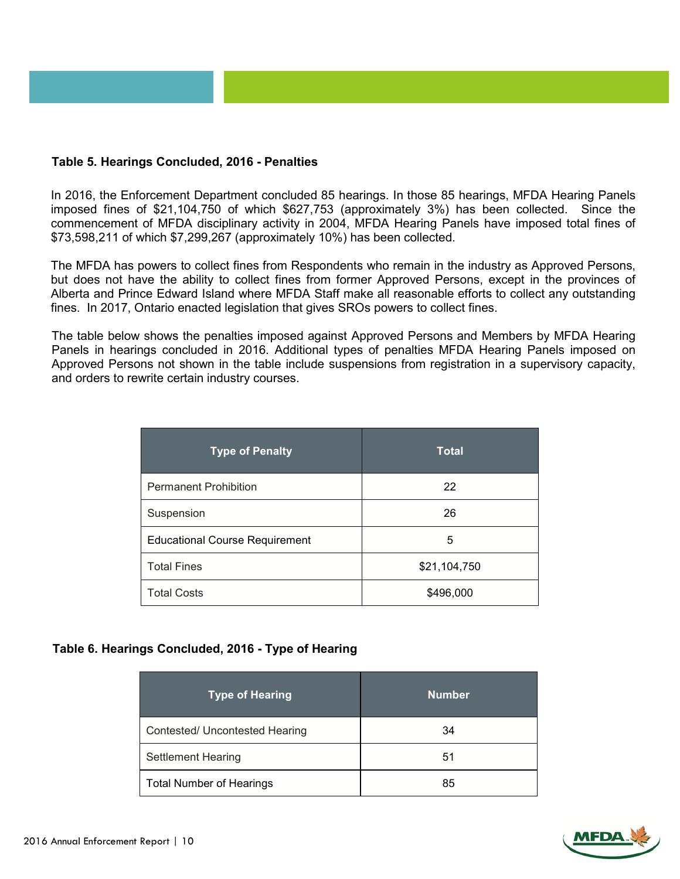### Table 5. Hearings Concluded, 2016 - Penalties

In 2016, the Enforcement Department concluded 85 hearings. In those 85 hearings, MFDA Hearing Panels imposed fines of $21,104,750 of which $627,753 (approximately 3%) has been collected. Since the commencement of MFDA disciplinary activity in 2004, MFDA Hearing Panels have imposed total fines of $73,598,211 of which $7,299,267 (approximately 10%) has been collected.

The MFDA has powers to collect fines from Respondents who remain in the industry as Approved Persons, but does not have the ability to collect fines from former Approved Persons, except in the provinces of Alberta and Prince Edward Island where MFDA Staff make all reasonable efforts to collect any outstanding fines. In 2017, Ontario enacted legislation that gives SROs powers to collect fines.

The table below shows the penalties imposed against Approved Persons and Members by MFDA Hearing Panels in hearings concluded in 2016. Additional types of penalties MFDA Hearing Panels imposed on Approved Persons not shown in the table include suspensions from registration in a supervisory capacity, and orders to rewrite certain industry courses.

| Type of Penalty | Total |
|---|---|
| Permanent Prohibition | 22 |
| Suspension | 26 |
| Educational Course Requirement | 5 |
| Total Fines | $21,104,750 |
| Total Costs | $496,000 |

### Table 6. Hearings Concluded, 2016 - Type of Hearing

| Type of Hearing | Number |
|---|---|
| Contested/ Uncontested Hearing | 34 |
| Settlement Hearing | 51 |
| Total Number of Hearings | 85 |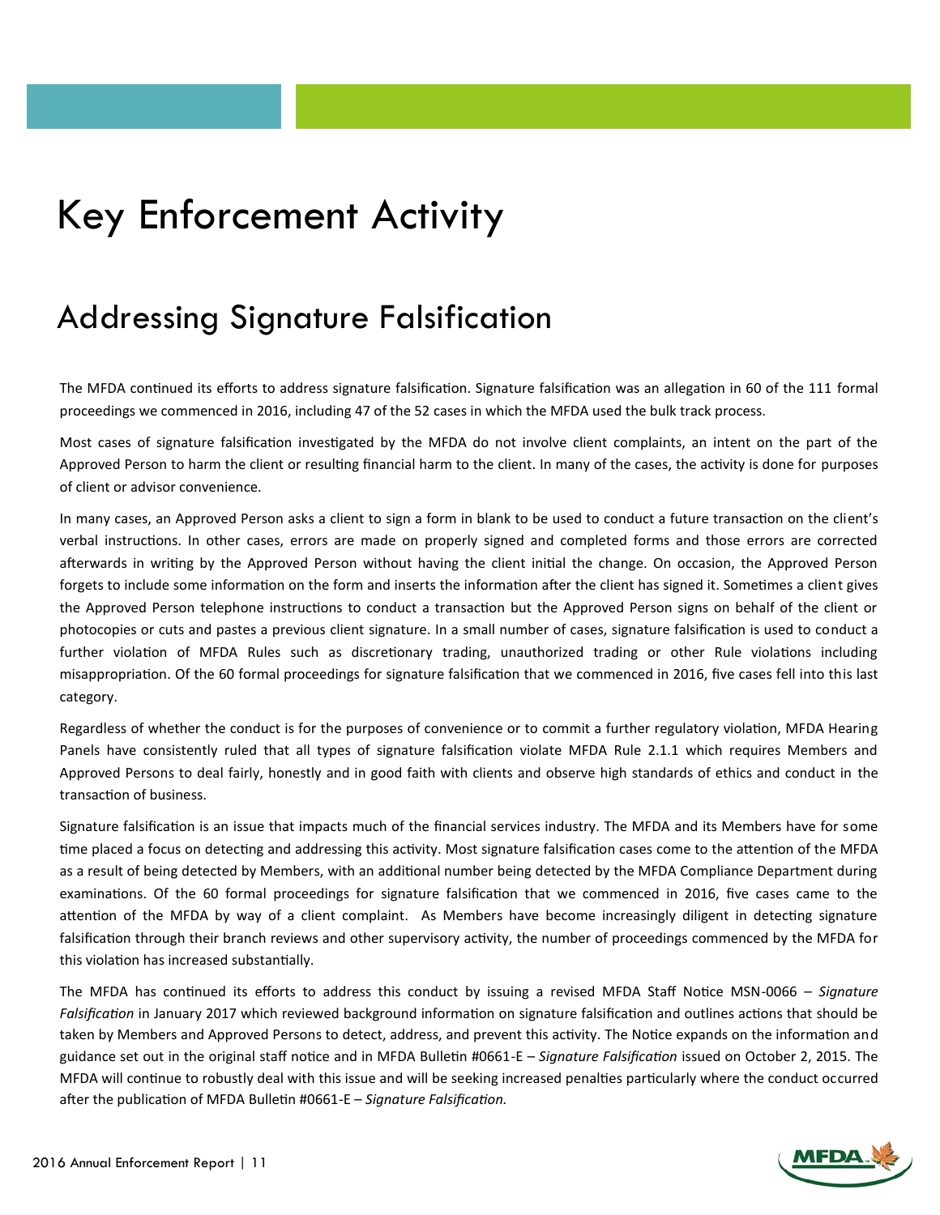# Key Enforcement Activity

## Addressing Signature Falsification

The MFDA continued its efforts to address signature falsification. Signature falsification was an allegation in 60 of the 111 formal proceedings we commenced in 2016, including 47 of the 52 cases in which the MFDA used the bulk track process.

Most cases of signature falsification investigated by the MFDA do not involve client complaints, an intent on the part of the Approved Person to harm the client or resulting financial harm to the client. In many of the cases, the activity is done for purposes of client or advisor convenience.

In many cases, an Approved Person asks a client to sign a form in blank to be used to conduct a future transaction on the client's verbal instructions. In other cases, errors are made on properly signed and completed forms and those errors are corrected afterwards in writing by the Approved Person without having the client initial the change. On occasion, the Approved Person forgets to include some information on the form and inserts the information after the client has signed it. Sometimes a client gives the Approved Person telephone instructions to conduct a transaction but the Approved Person signs on behalf of the client or photocopies or cuts and pastes a previous client signature. In a small number of cases, signature falsification is used to conduct a further violation of MFDA Rules such as discretionary trading, unauthorized trading or other Rule violations including misappropriation. Of the 60 formal proceedings for signature falsification that we commenced in 2016, five cases fell into this last category.

Regardless of whether the conduct is for the purposes of convenience or to commit a further regulatory violation, MFDA Hearing Panels have consistently ruled that all types of signature falsification violate MFDA Rule 2.1.1 which requires Members and Approved Persons to deal fairly, honestly and in good faith with clients and observe high standards of ethics and conduct in the transaction of business.

Signature falsification is an issue that impacts much of the financial services industry. The MFDA and its Members have for some time placed a focus on detecting and addressing this activity. Most signature falsification cases come to the attention of the MFDA as a result of being detected by Members, with an additional number being detected by the MFDA Compliance Department during examinations. Of the 60 formal proceedings for signature falsification that we commenced in 2016, five cases came to the attention of the MFDA by way of a client complaint. As Members have become increasingly diligent in detecting signature falsification through their branch reviews and other supervisory activity, the number of proceedings commenced by the MFDA for this violation has increased substantially.

The MFDA has continued its efforts to address this conduct by issuing a revised MFDA Staff Notice MSN-0066 – *Signature Falsification* in January 2017 which reviewed background information on signature falsification and outlines actions that should be taken by Members and Approved Persons to detect, address, and prevent this activity. The Notice expands on the information and guidance set out in the original staff notice and in MFDA Bulletin #0661-E – *Signature Falsification* issued on October 2, 2015. The MFDA will continue to robustly deal with this issue and will be seeking increased penalties particularly where the conduct occurred after the publication of MFDA Bulletin #0661-E – *Signature Falsification.*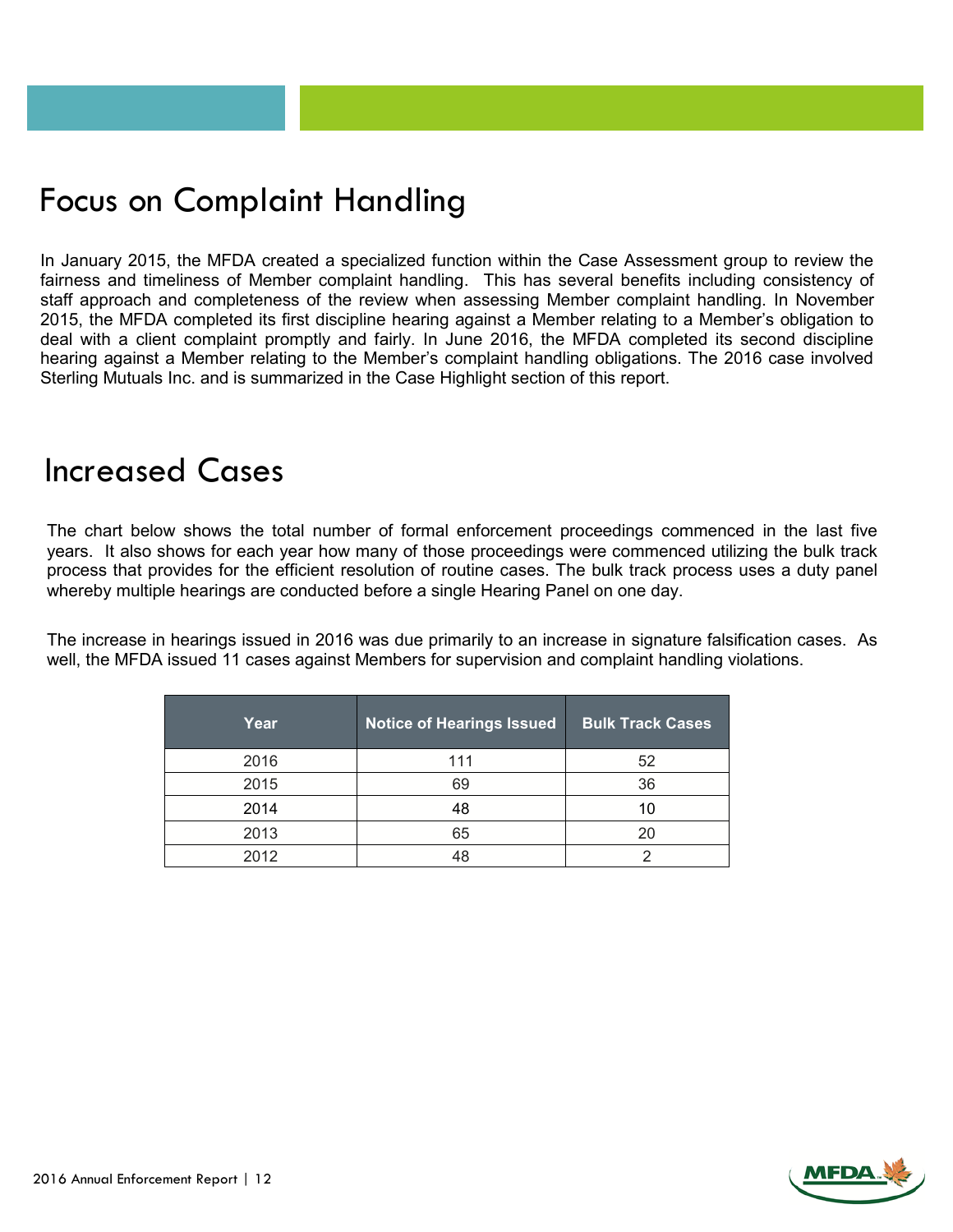# Focus on Complaint Handling

In January 2015, the MFDA created a specialized function within the Case Assessment group to review the fairness and timeliness of Member complaint handling. This has several benefits including consistency of staff approach and completeness of the review when assessing Member complaint handling. In November 2015, the MFDA completed its first discipline hearing against a Member relating to a Member's obligation to deal with a client complaint promptly and fairly. In June 2016, the MFDA completed its second discipline hearing against a Member relating to the Member's complaint handling obligations. The 2016 case involved Sterling Mutuals Inc. and is summarized in the Case Highlight section of this report.

# Increased Cases

The chart below shows the total number of formal enforcement proceedings commenced in the last five years. It also shows for each year how many of those proceedings were commenced utilizing the bulk track process that provides for the efficient resolution of routine cases. The bulk track process uses a duty panel whereby multiple hearings are conducted before a single Hearing Panel on one day.

The increase in hearings issued in 2016 was due primarily to an increase in signature falsification cases. As well, the MFDA issued 11 cases against Members for supervision and complaint handling violations.

| Year | Notice of Hearings Issued | Bulk Track Cases |
|---|---|---|
| 2016 | 111 | 52 |
| 2015 | 69 | 36 |
| 2014 | 48 | 10 |
| 2013 | 65 | 20 |
| 2012 | 48 | 2 |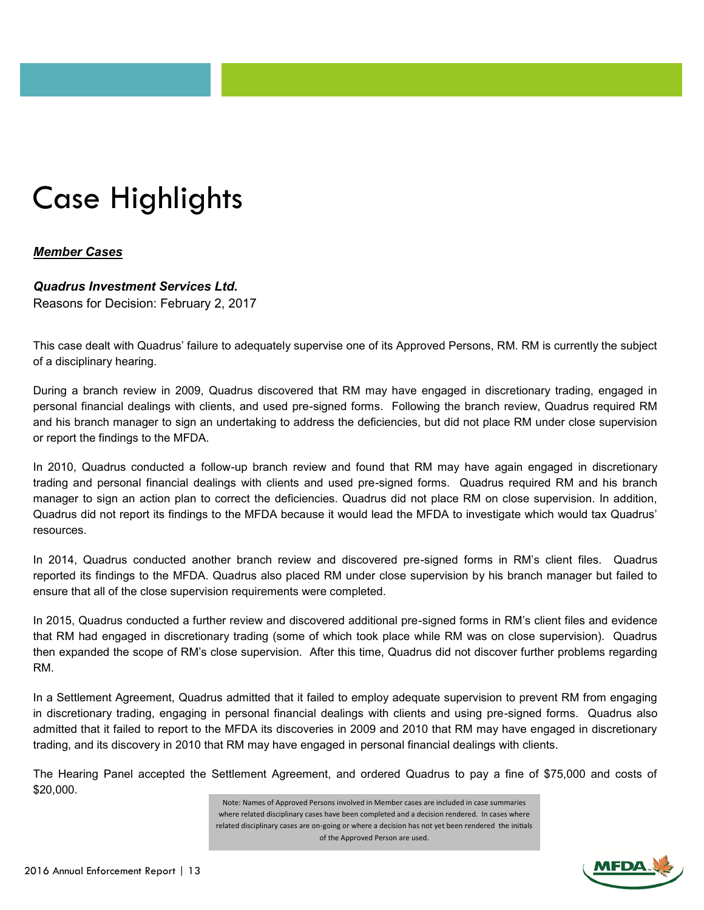# Case Highlights

***Member Cases***

***Quadrus Investment Services Ltd.***
Reasons for Decision: February 2, 2017

This case dealt with Quadrus' failure to adequately supervise one of its Approved Persons, RM. RM is currently the subject of a disciplinary hearing.

During a branch review in 2009, Quadrus discovered that RM may have engaged in discretionary trading, engaged in personal financial dealings with clients, and used pre-signed forms. Following the branch review, Quadrus required RM and his branch manager to sign an undertaking to address the deficiencies, but did not place RM under close supervision or report the findings to the MFDA.

In 2010, Quadrus conducted a follow-up branch review and found that RM may have again engaged in discretionary trading and personal financial dealings with clients and used pre-signed forms. Quadrus required RM and his branch manager to sign an action plan to correct the deficiencies. Quadrus did not place RM on close supervision. In addition, Quadrus did not report its findings to the MFDA because it would lead the MFDA to investigate which would tax Quadrus' resources.

In 2014, Quadrus conducted another branch review and discovered pre-signed forms in RM's client files. Quadrus reported its findings to the MFDA. Quadrus also placed RM under close supervision by his branch manager but failed to ensure that all of the close supervision requirements were completed.

In 2015, Quadrus conducted a further review and discovered additional pre-signed forms in RM's client files and evidence that RM had engaged in discretionary trading (some of which took place while RM was on close supervision). Quadrus then expanded the scope of RM's close supervision. After this time, Quadrus did not discover further problems regarding RM.

In a Settlement Agreement, Quadrus admitted that it failed to employ adequate supervision to prevent RM from engaging in discretionary trading, engaging in personal financial dealings with clients and using pre-signed forms. Quadrus also admitted that it failed to report to the MFDA its discoveries in 2009 and 2010 that RM may have engaged in discretionary trading, and its discovery in 2010 that RM may have engaged in personal financial dealings with clients.

The Hearing Panel accepted the Settlement Agreement, and ordered Quadrus to pay a fine of $75,000 and costs of $20,000.

Note: Names of Approved Persons involved in Member cases are included in case summaries where related disciplinary cases have been completed and a decision rendered. In cases where related disciplinary cases are on-going or where a decision has not yet been rendered the initials of the Approved Person are used.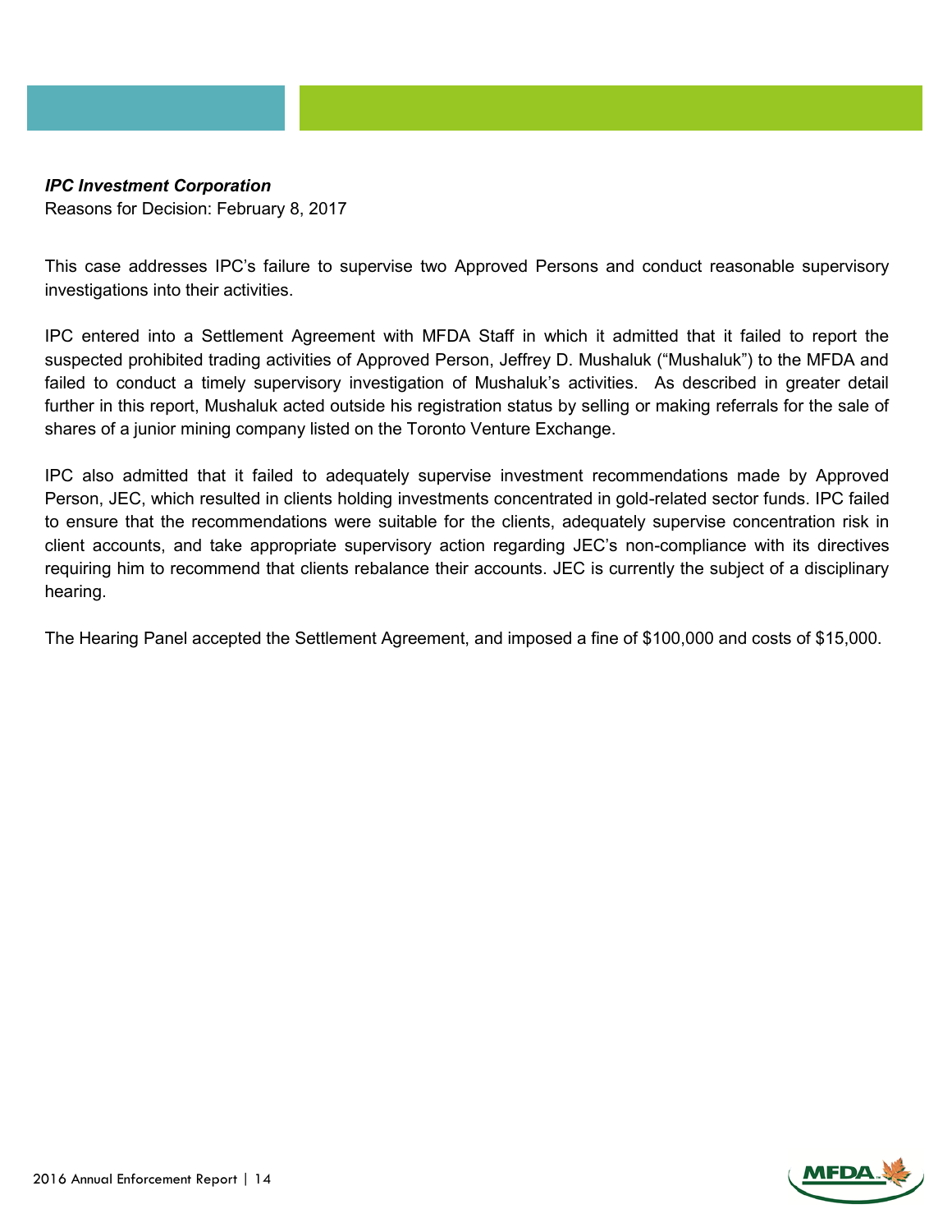***IPC Investment Corporation***

Reasons for Decision: February 8, 2017

This case addresses IPC's failure to supervise two Approved Persons and conduct reasonable supervisory investigations into their activities.

IPC entered into a Settlement Agreement with MFDA Staff in which it admitted that it failed to report the suspected prohibited trading activities of Approved Person, Jeffrey D. Mushaluk ("Mushaluk") to the MFDA and failed to conduct a timely supervisory investigation of Mushaluk's activities. As described in greater detail further in this report, Mushaluk acted outside his registration status by selling or making referrals for the sale of shares of a junior mining company listed on the Toronto Venture Exchange.

IPC also admitted that it failed to adequately supervise investment recommendations made by Approved Person, JEC, which resulted in clients holding investments concentrated in gold-related sector funds. IPC failed to ensure that the recommendations were suitable for the clients, adequately supervise concentration risk in client accounts, and take appropriate supervisory action regarding JEC's non-compliance with its directives requiring him to recommend that clients rebalance their accounts. JEC is currently the subject of a disciplinary hearing.

The Hearing Panel accepted the Settlement Agreement, and imposed a fine of $100,000 and costs of $15,000.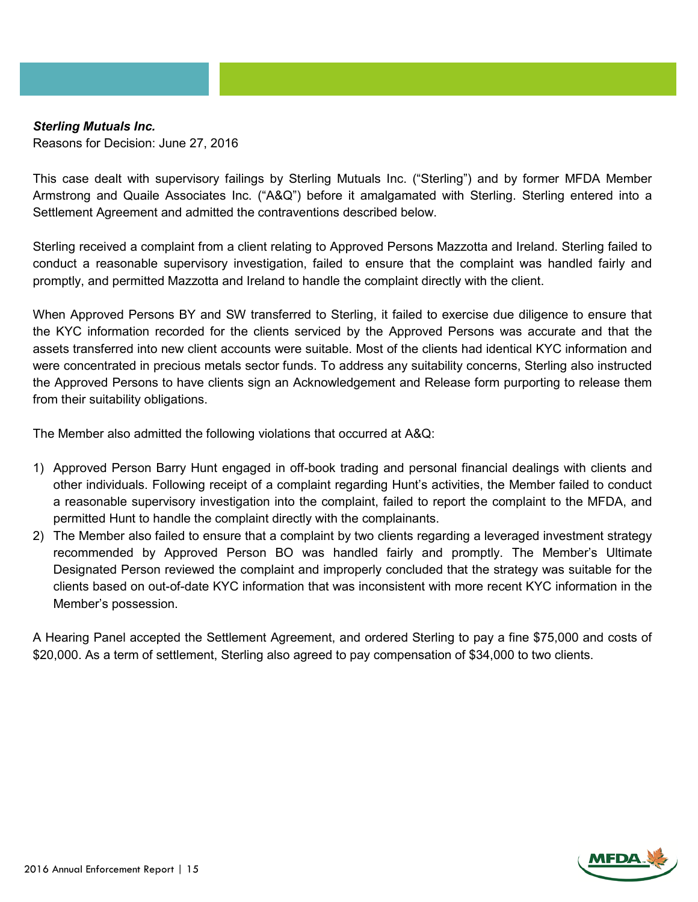***Sterling Mutuals Inc.***
Reasons for Decision: June 27, 2016

This case dealt with supervisory failings by Sterling Mutuals Inc. ("Sterling") and by former MFDA Member Armstrong and Quaile Associates Inc. ("A&Q") before it amalgamated with Sterling. Sterling entered into a Settlement Agreement and admitted the contraventions described below.

Sterling received a complaint from a client relating to Approved Persons Mazzotta and Ireland. Sterling failed to conduct a reasonable supervisory investigation, failed to ensure that the complaint was handled fairly and promptly, and permitted Mazzotta and Ireland to handle the complaint directly with the client.

When Approved Persons BY and SW transferred to Sterling, it failed to exercise due diligence to ensure that the KYC information recorded for the clients serviced by the Approved Persons was accurate and that the assets transferred into new client accounts were suitable. Most of the clients had identical KYC information and were concentrated in precious metals sector funds. To address any suitability concerns, Sterling also instructed the Approved Persons to have clients sign an Acknowledgement and Release form purporting to release them from their suitability obligations.

The Member also admitted the following violations that occurred at A&Q:

1) Approved Person Barry Hunt engaged in off-book trading and personal financial dealings with clients and other individuals. Following receipt of a complaint regarding Hunt's activities, the Member failed to conduct a reasonable supervisory investigation into the complaint, failed to report the complaint to the MFDA, and permitted Hunt to handle the complaint directly with the complainants.
2) The Member also failed to ensure that a complaint by two clients regarding a leveraged investment strategy recommended by Approved Person BO was handled fairly and promptly. The Member's Ultimate Designated Person reviewed the complaint and improperly concluded that the strategy was suitable for the clients based on out-of-date KYC information that was inconsistent with more recent KYC information in the Member's possession.

A Hearing Panel accepted the Settlement Agreement, and ordered Sterling to pay a fine $75,000 and costs of $20,000. As a term of settlement, Sterling also agreed to pay compensation of $34,000 to two clients.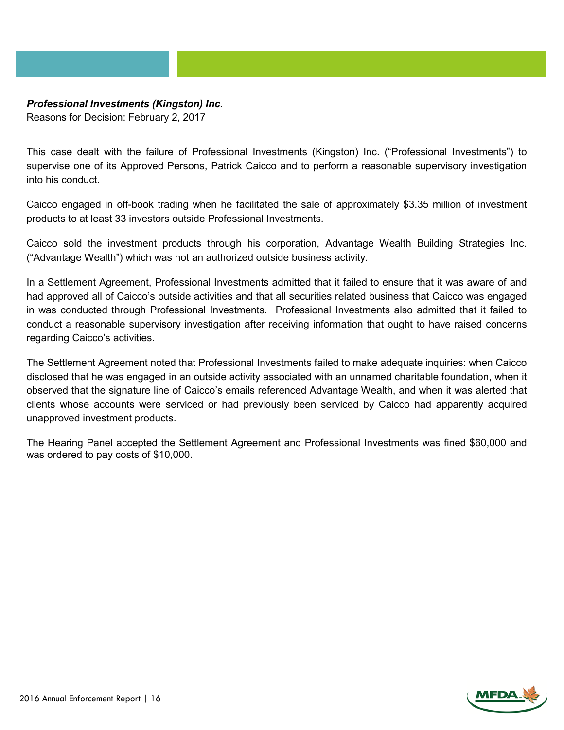***Professional Investments (Kingston) Inc.***

Reasons for Decision: February 2, 2017

This case dealt with the failure of Professional Investments (Kingston) Inc. ("Professional Investments") to supervise one of its Approved Persons, Patrick Caicco and to perform a reasonable supervisory investigation into his conduct.

Caicco engaged in off-book trading when he facilitated the sale of approximately $3.35 million of investment products to at least 33 investors outside Professional Investments.

Caicco sold the investment products through his corporation, Advantage Wealth Building Strategies Inc. ("Advantage Wealth") which was not an authorized outside business activity.

In a Settlement Agreement, Professional Investments admitted that it failed to ensure that it was aware of and had approved all of Caicco's outside activities and that all securities related business that Caicco was engaged in was conducted through Professional Investments. Professional Investments also admitted that it failed to conduct a reasonable supervisory investigation after receiving information that ought to have raised concerns regarding Caicco's activities.

The Settlement Agreement noted that Professional Investments failed to make adequate inquiries: when Caicco disclosed that he was engaged in an outside activity associated with an unnamed charitable foundation, when it observed that the signature line of Caicco's emails referenced Advantage Wealth, and when it was alerted that clients whose accounts were serviced or had previously been serviced by Caicco had apparently acquired unapproved investment products.

The Hearing Panel accepted the Settlement Agreement and Professional Investments was fined $60,000 and was ordered to pay costs of $10,000.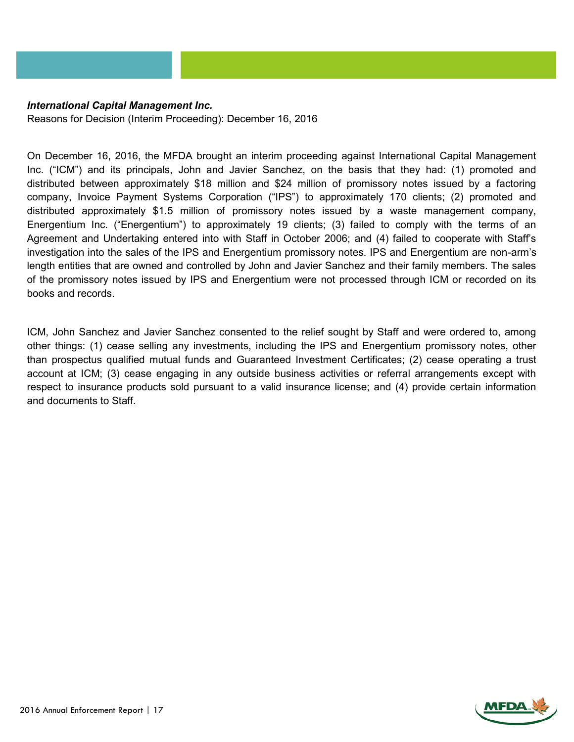***International Capital Management Inc.***
Reasons for Decision (Interim Proceeding): December 16, 2016

On December 16, 2016, the MFDA brought an interim proceeding against International Capital Management Inc. ("ICM") and its principals, John and Javier Sanchez, on the basis that they had: (1) promoted and distributed between approximately $18 million and $24 million of promissory notes issued by a factoring company, Invoice Payment Systems Corporation ("IPS") to approximately 170 clients; (2) promoted and distributed approximately $1.5 million of promissory notes issued by a waste management company, Energentium Inc. ("Energentium") to approximately 19 clients; (3) failed to comply with the terms of an Agreement and Undertaking entered into with Staff in October 2006; and (4) failed to cooperate with Staff's investigation into the sales of the IPS and Energentium promissory notes. IPS and Energentium are non-arm's length entities that are owned and controlled by John and Javier Sanchez and their family members. The sales of the promissory notes issued by IPS and Energentium were not processed through ICM or recorded on its books and records.

ICM, John Sanchez and Javier Sanchez consented to the relief sought by Staff and were ordered to, among other things: (1) cease selling any investments, including the IPS and Energentium promissory notes, other than prospectus qualified mutual funds and Guaranteed Investment Certificates; (2) cease operating a trust account at ICM; (3) cease engaging in any outside business activities or referral arrangements except with respect to insurance products sold pursuant to a valid insurance license; and (4) provide certain information and documents to Staff.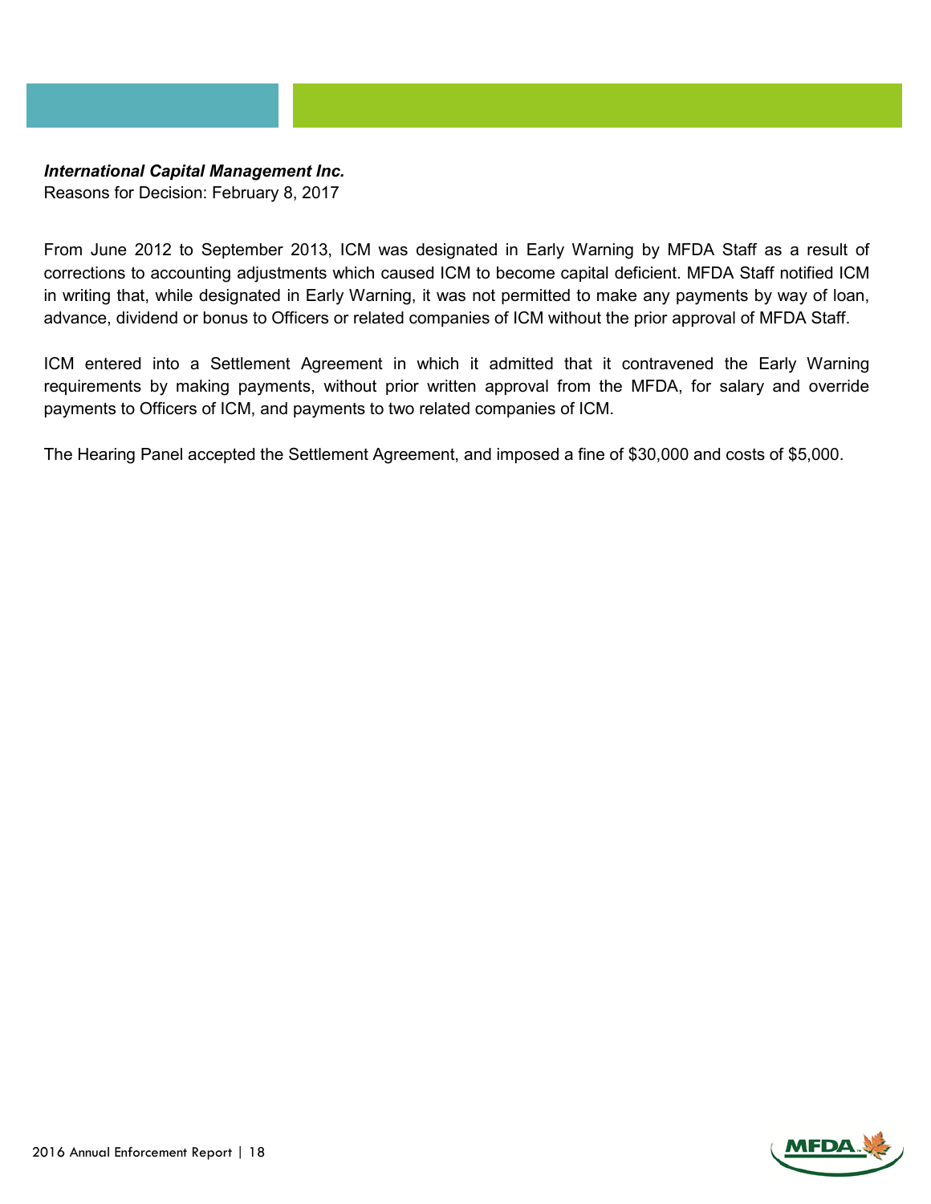***International Capital Management Inc.***
Reasons for Decision: February 8, 2017

From June 2012 to September 2013, ICM was designated in Early Warning by MFDA Staff as a result of corrections to accounting adjustments which caused ICM to become capital deficient. MFDA Staff notified ICM in writing that, while designated in Early Warning, it was not permitted to make any payments by way of loan, advance, dividend or bonus to Officers or related companies of ICM without the prior approval of MFDA Staff.

ICM entered into a Settlement Agreement in which it admitted that it contravened the Early Warning requirements by making payments, without prior written approval from the MFDA, for salary and override payments to Officers of ICM, and payments to two related companies of ICM.

The Hearing Panel accepted the Settlement Agreement, and imposed a fine of $30,000 and costs of $5,000.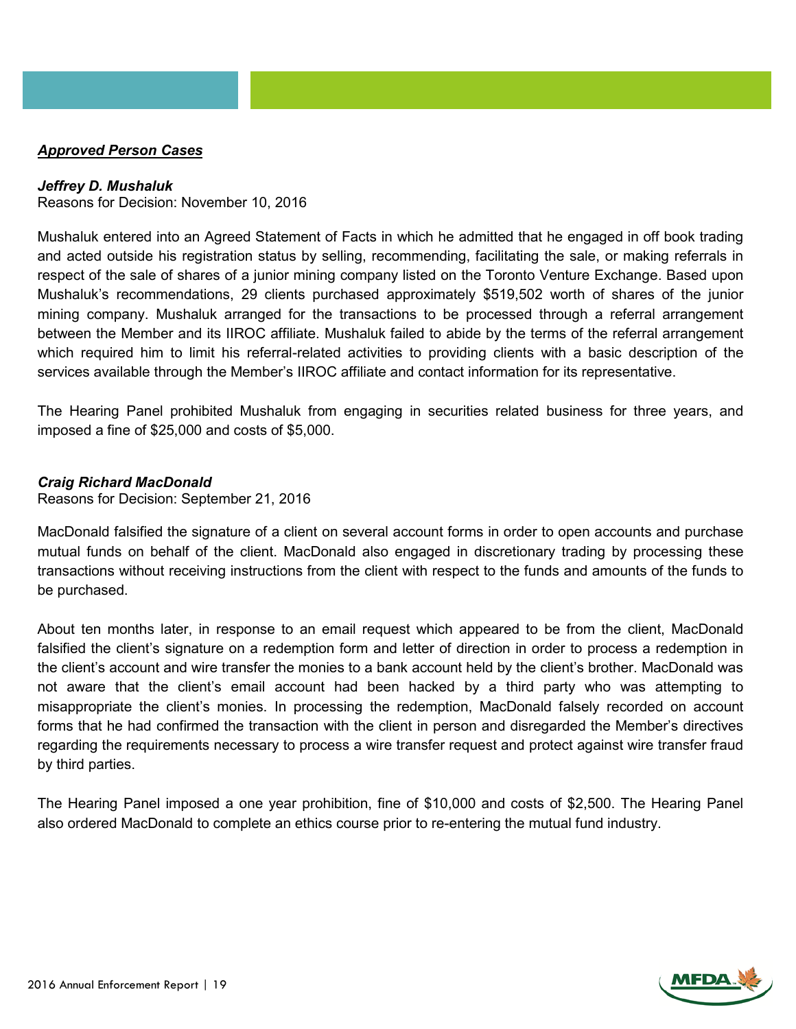***Approved Person Cases***

***Jeffrey D. Mushaluk***

Reasons for Decision: November 10, 2016

Mushaluk entered into an Agreed Statement of Facts in which he admitted that he engaged in off book trading and acted outside his registration status by selling, recommending, facilitating the sale, or making referrals in respect of the sale of shares of a junior mining company listed on the Toronto Venture Exchange. Based upon Mushaluk's recommendations, 29 clients purchased approximately $519,502 worth of shares of the junior mining company. Mushaluk arranged for the transactions to be processed through a referral arrangement between the Member and its IIROC affiliate. Mushaluk failed to abide by the terms of the referral arrangement which required him to limit his referral-related activities to providing clients with a basic description of the services available through the Member's IIROC affiliate and contact information for its representative.

The Hearing Panel prohibited Mushaluk from engaging in securities related business for three years, and imposed a fine of $25,000 and costs of $5,000.

***Craig Richard MacDonald***

Reasons for Decision: September 21, 2016

MacDonald falsified the signature of a client on several account forms in order to open accounts and purchase mutual funds on behalf of the client. MacDonald also engaged in discretionary trading by processing these transactions without receiving instructions from the client with respect to the funds and amounts of the funds to be purchased.

About ten months later, in response to an email request which appeared to be from the client, MacDonald falsified the client's signature on a redemption form and letter of direction in order to process a redemption in the client's account and wire transfer the monies to a bank account held by the client's brother. MacDonald was not aware that the client's email account had been hacked by a third party who was attempting to misappropriate the client's monies. In processing the redemption, MacDonald falsely recorded on account forms that he had confirmed the transaction with the client in person and disregarded the Member's directives regarding the requirements necessary to process a wire transfer request and protect against wire transfer fraud by third parties.

The Hearing Panel imposed a one year prohibition, fine of $10,000 and costs of $2,500. The Hearing Panel also ordered MacDonald to complete an ethics course prior to re-entering the mutual fund industry.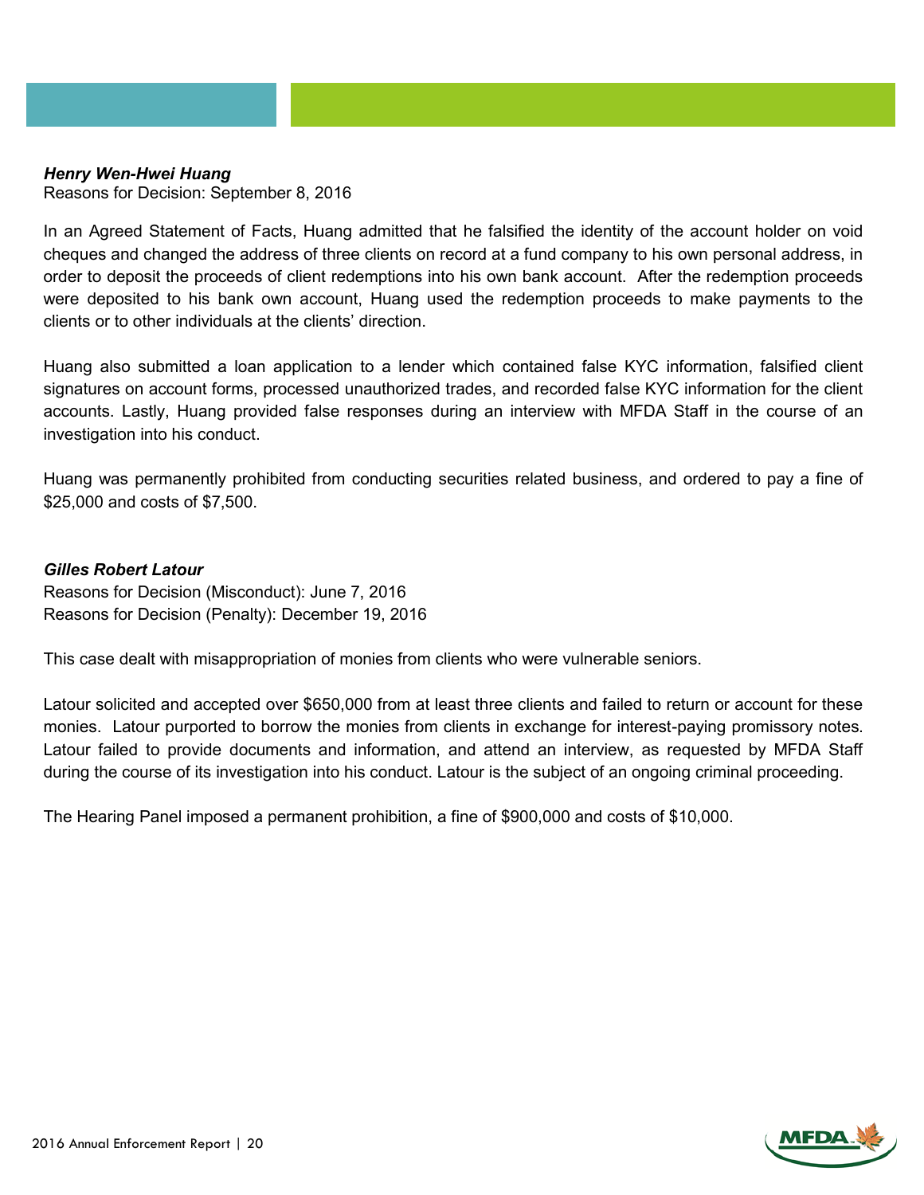***Henry Wen-Hwei Huang***
Reasons for Decision: September 8, 2016

In an Agreed Statement of Facts, Huang admitted that he falsified the identity of the account holder on void cheques and changed the address of three clients on record at a fund company to his own personal address, in order to deposit the proceeds of client redemptions into his own bank account. After the redemption proceeds were deposited to his bank own account, Huang used the redemption proceeds to make payments to the clients or to other individuals at the clients' direction.

Huang also submitted a loan application to a lender which contained false KYC information, falsified client signatures on account forms, processed unauthorized trades, and recorded false KYC information for the client accounts. Lastly, Huang provided false responses during an interview with MFDA Staff in the course of an investigation into his conduct.

Huang was permanently prohibited from conducting securities related business, and ordered to pay a fine of $25,000 and costs of $7,500.

***Gilles Robert Latour***
Reasons for Decision (Misconduct): June 7, 2016
Reasons for Decision (Penalty): December 19, 2016

This case dealt with misappropriation of monies from clients who were vulnerable seniors.

Latour solicited and accepted over $650,000 from at least three clients and failed to return or account for these monies. Latour purported to borrow the monies from clients in exchange for interest-paying promissory notes. Latour failed to provide documents and information, and attend an interview, as requested by MFDA Staff during the course of its investigation into his conduct. Latour is the subject of an ongoing criminal proceeding.

The Hearing Panel imposed a permanent prohibition, a fine of $900,000 and costs of $10,000.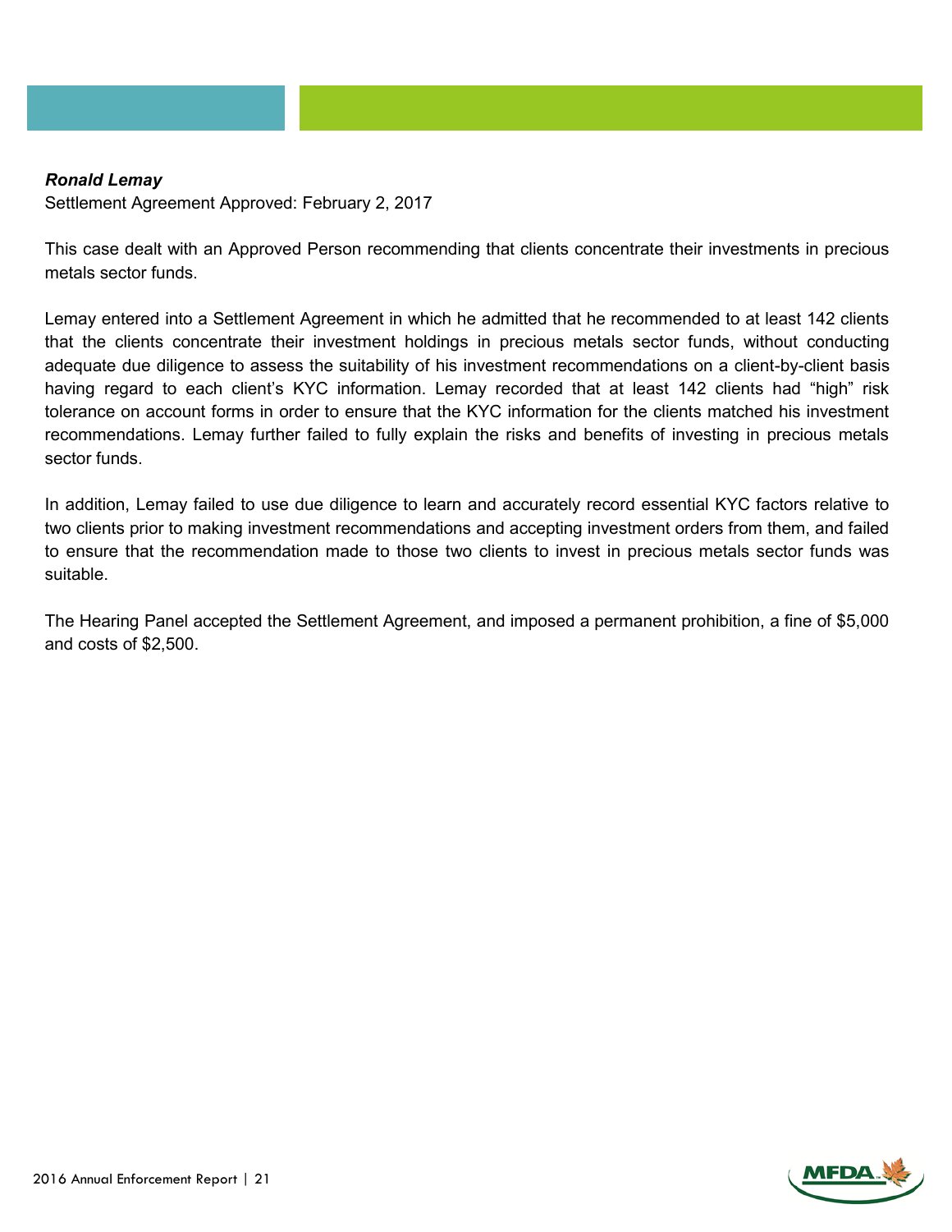***Ronald Lemay***
Settlement Agreement Approved: February 2, 2017

This case dealt with an Approved Person recommending that clients concentrate their investments in precious metals sector funds.

Lemay entered into a Settlement Agreement in which he admitted that he recommended to at least 142 clients that the clients concentrate their investment holdings in precious metals sector funds, without conducting adequate due diligence to assess the suitability of his investment recommendations on a client-by-client basis having regard to each client's KYC information. Lemay recorded that at least 142 clients had "high" risk tolerance on account forms in order to ensure that the KYC information for the clients matched his investment recommendations. Lemay further failed to fully explain the risks and benefits of investing in precious metals sector funds.

In addition, Lemay failed to use due diligence to learn and accurately record essential KYC factors relative to two clients prior to making investment recommendations and accepting investment orders from them, and failed to ensure that the recommendation made to those two clients to invest in precious metals sector funds was suitable.

The Hearing Panel accepted the Settlement Agreement, and imposed a permanent prohibition, a fine of $5,000 and costs of $2,500.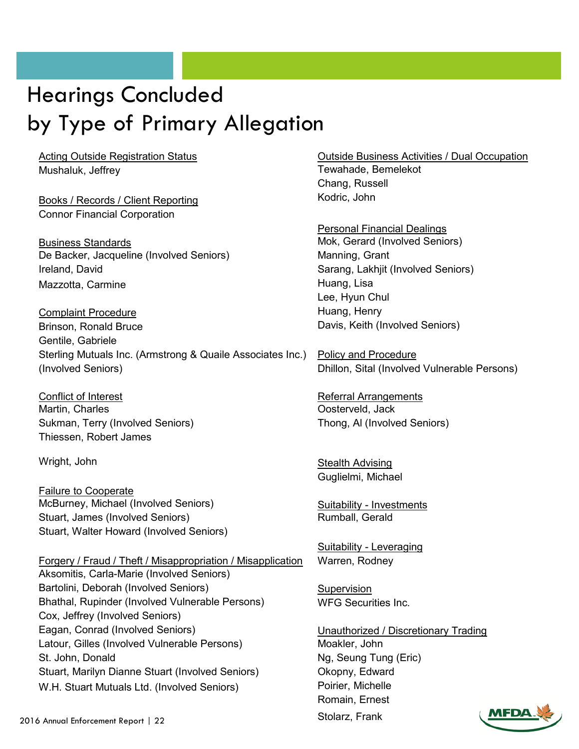# Hearings Concluded by Type of Primary Allegation

Acting Outside Registration Status
Mushaluk, Jeffrey

Books / Records / Client Reporting
Connor Financial Corporation

Business Standards
De Backer, Jacqueline (Involved Seniors)
Ireland, David
Mazzotta, Carmine

Complaint Procedure
Brinson, Ronald Bruce
Gentile, Gabriele
Sterling Mutuals Inc. (Armstrong & Quaile Associates Inc.) (Involved Seniors)

Conflict of Interest
Martin, Charles
Sukman, Terry (Involved Seniors)
Thiessen, Robert James

Wright, John

Failure to Cooperate
McBurney, Michael (Involved Seniors)
Stuart, James (Involved Seniors)
Stuart, Walter Howard (Involved Seniors)

Forgery / Fraud / Theft / Misappropriation / Misapplication
Aksomitis, Carla-Marie (Involved Seniors)
Bartolini, Deborah (Involved Seniors)
Bhathal, Rupinder (Involved Vulnerable Persons)
Cox, Jeffrey (Involved Seniors)
Eagan, Conrad (Involved Seniors)
Latour, Gilles (Involved Vulnerable Persons)
St. John, Donald
Stuart, Marilyn Dianne Stuart (Involved Seniors)
W.H. Stuart Mutuals Ltd. (Involved Seniors)

Outside Business Activities / Dual Occupation
Tewahade, Bemelekot
Chang, Russell
Kodric, John

Personal Financial Dealings
Mok, Gerard (Involved Seniors)
Manning, Grant
Sarang, Lakhjit (Involved Seniors)
Huang, Lisa
Lee, Hyun Chul
Huang, Henry
Davis, Keith (Involved Seniors)

Policy and Procedure
Dhillon, Sital (Involved Vulnerable Persons)

Referral Arrangements
Oosterveld, Jack
Thong, Al (Involved Seniors)

Stealth Advising
Guglielmi, Michael

Suitability - Investments
Rumball, Gerald

Suitability - Leveraging
Warren, Rodney

Supervision
WFG Securities Inc.

Unauthorized / Discretionary Trading
Moakler, John
Ng, Seung Tung (Eric)
Okopny, Edward
Poirier, Michelle
Romain, Ernest
Stolarz, Frank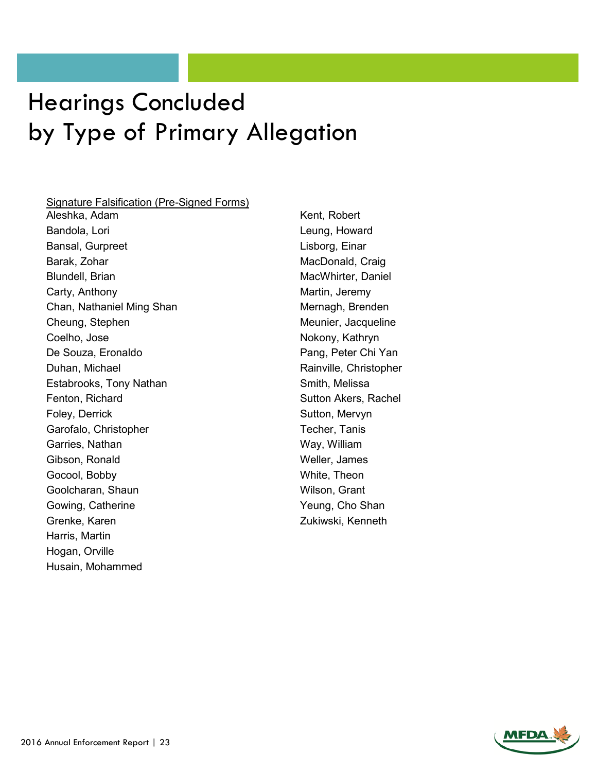# Hearings Concluded by Type of Primary Allegation

Signature Falsification (Pre-Signed Forms)

Aleshka, Adam
Bandola, Lori
Bansal, Gurpreet
Barak, Zohar
Blundell, Brian
Carty, Anthony
Chan, Nathaniel Ming Shan
Cheung, Stephen
Coelho, Jose
De Souza, Eronaldo
Duhan, Michael
Estabrooks, Tony Nathan
Fenton, Richard
Foley, Derrick
Garofalo, Christopher
Garries, Nathan
Gibson, Ronald
Gocool, Bobby
Goolcharan, Shaun
Gowing, Catherine
Grenke, Karen
Harris, Martin
Hogan, Orville
Husain, Mohammed
Kent, Robert
Leung, Howard
Lisborg, Einar
MacDonald, Craig
MacWhirter, Daniel
Martin, Jeremy
Mernagh, Brenden
Meunier, Jacqueline
Nokony, Kathryn
Pang, Peter Chi Yan
Rainville, Christopher
Smith, Melissa
Sutton Akers, Rachel
Sutton, Mervyn
Techer, Tanis
Way, William
Weller, James
White, Theon
Wilson, Grant
Yeung, Cho Shan
Zukiwski, Kenneth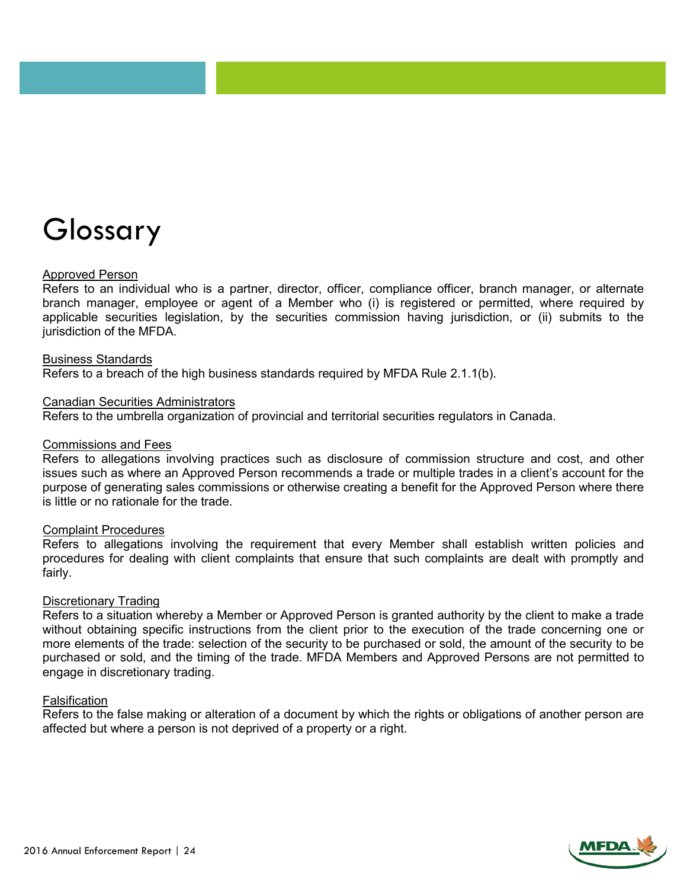# Glossary

Approved Person
Refers to an individual who is a partner, director, officer, compliance officer, branch manager, or alternate branch manager, employee or agent of a Member who (i) is registered or permitted, where required by applicable securities legislation, by the securities commission having jurisdiction, or (ii) submits to the jurisdiction of the MFDA.

Business Standards
Refers to a breach of the high business standards required by MFDA Rule 2.1.1(b).

Canadian Securities Administrators
Refers to the umbrella organization of provincial and territorial securities regulators in Canada.

Commissions and Fees
Refers to allegations involving practices such as disclosure of commission structure and cost, and other issues such as where an Approved Person recommends a trade or multiple trades in a client's account for the purpose of generating sales commissions or otherwise creating a benefit for the Approved Person where there is little or no rationale for the trade.

Complaint Procedures
Refers to allegations involving the requirement that every Member shall establish written policies and procedures for dealing with client complaints that ensure that such complaints are dealt with promptly and fairly.

Discretionary Trading
Refers to a situation whereby a Member or Approved Person is granted authority by the client to make a trade without obtaining specific instructions from the client prior to the execution of the trade concerning one or more elements of the trade: selection of the security to be purchased or sold, the amount of the security to be purchased or sold, and the timing of the trade. MFDA Members and Approved Persons are not permitted to engage in discretionary trading.

Falsification
Refers to the false making or alteration of a document by which the rights or obligations of another person are affected but where a person is not deprived of a property or a right.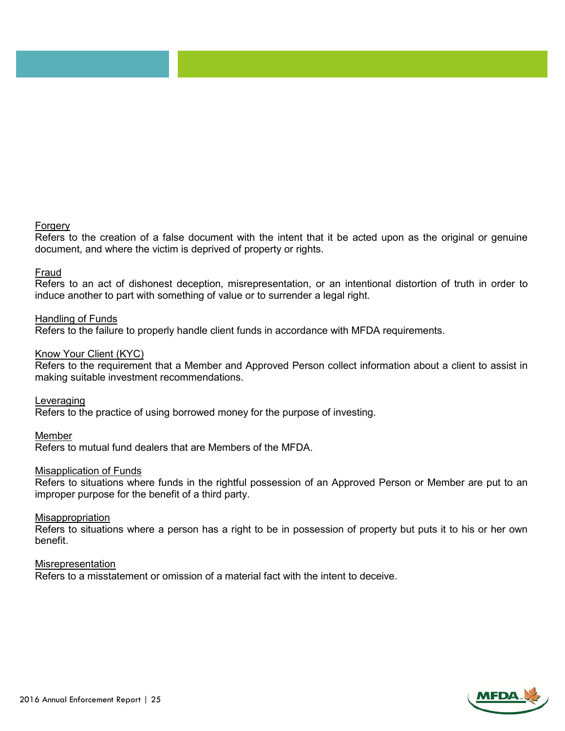Forgery
Refers to the creation of a false document with the intent that it be acted upon as the original or genuine document, and where the victim is deprived of property or rights.

Fraud
Refers to an act of dishonest deception, misrepresentation, or an intentional distortion of truth in order to induce another to part with something of value or to surrender a legal right.

Handling of Funds
Refers to the failure to properly handle client funds in accordance with MFDA requirements.

Know Your Client (KYC)
Refers to the requirement that a Member and Approved Person collect information about a client to assist in making suitable investment recommendations.

Leveraging
Refers to the practice of using borrowed money for the purpose of investing.

Member
Refers to mutual fund dealers that are Members of the MFDA.

Misapplication of Funds
Refers to situations where funds in the rightful possession of an Approved Person or Member are put to an improper purpose for the benefit of a third party.

Misappropriation
Refers to situations where a person has a right to be in possession of property but puts it to his or her own benefit.

Misrepresentation
Refers to a misstatement or omission of a material fact with the intent to deceive.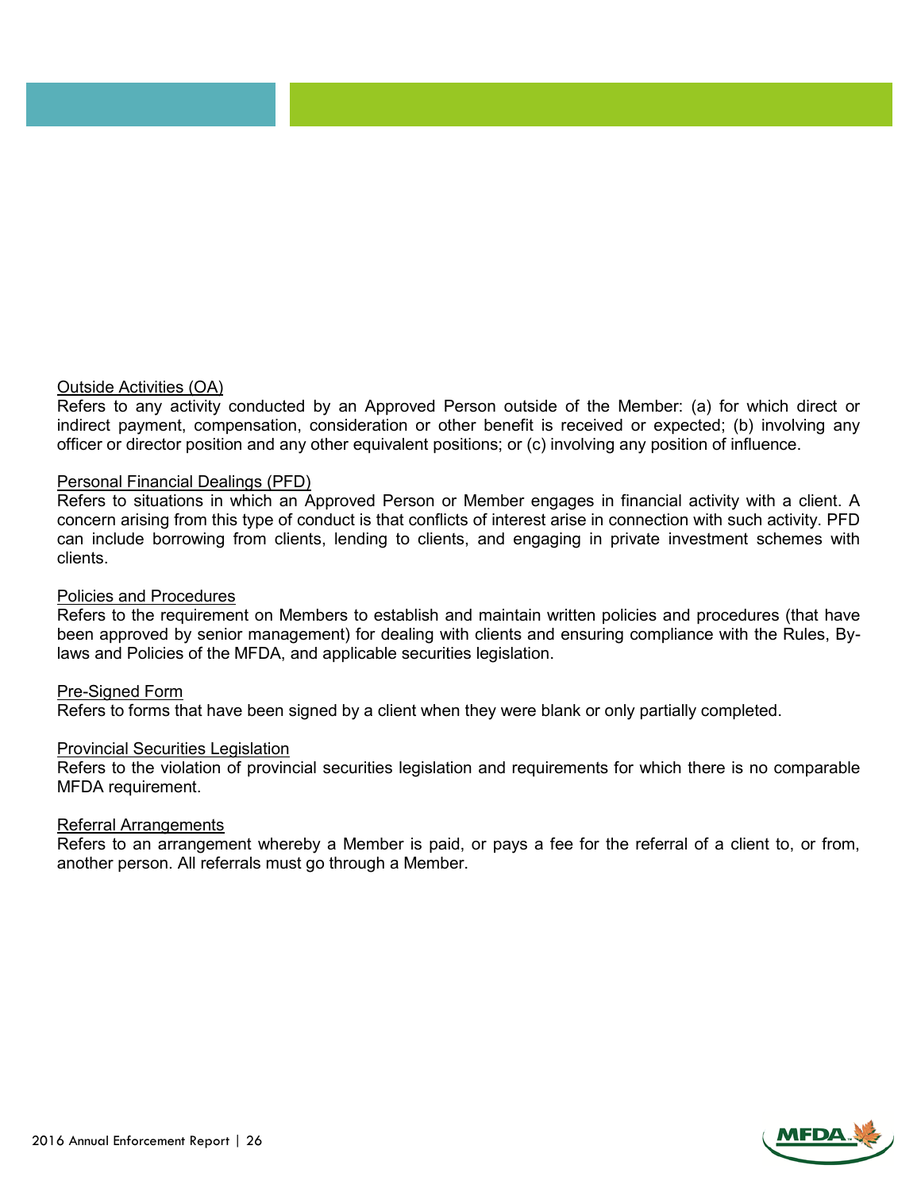Outside Activities (OA)

Refers to any activity conducted by an Approved Person outside of the Member: (a) for which direct or indirect payment, compensation, consideration or other benefit is received or expected; (b) involving any officer or director position and any other equivalent positions; or (c) involving any position of influence.

Personal Financial Dealings (PFD)

Refers to situations in which an Approved Person or Member engages in financial activity with a client. A concern arising from this type of conduct is that conflicts of interest arise in connection with such activity. PFD can include borrowing from clients, lending to clients, and engaging in private investment schemes with clients.

Policies and Procedures

Refers to the requirement on Members to establish and maintain written policies and procedures (that have been approved by senior management) for dealing with clients and ensuring compliance with the Rules, By-laws and Policies of the MFDA, and applicable securities legislation.

Pre-Signed Form

Refers to forms that have been signed by a client when they were blank or only partially completed.

Provincial Securities Legislation

Refers to the violation of provincial securities legislation and requirements for which there is no comparable MFDA requirement.

Referral Arrangements

Refers to an arrangement whereby a Member is paid, or pays a fee for the referral of a client to, or from, another person. All referrals must go through a Member.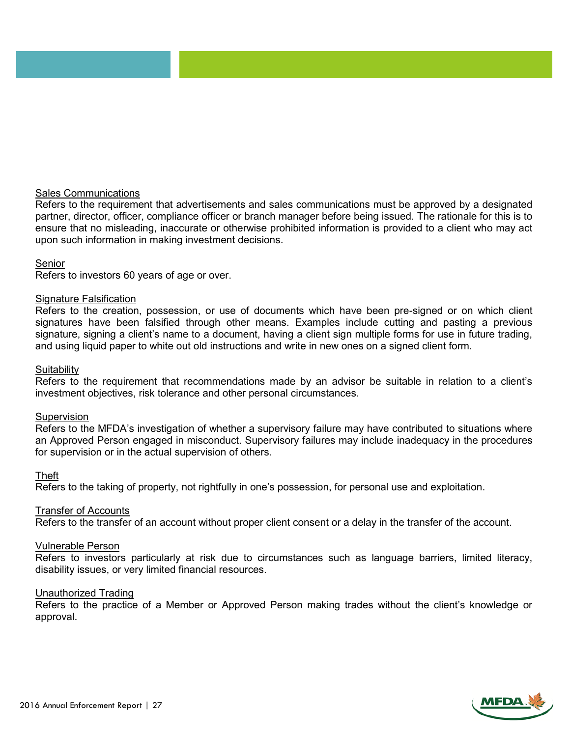Sales Communications
Refers to the requirement that advertisements and sales communications must be approved by a designated partner, director, officer, compliance officer or branch manager before being issued. The rationale for this is to ensure that no misleading, inaccurate or otherwise prohibited information is provided to a client who may act upon such information in making investment decisions.

Senior
Refers to investors 60 years of age or over.

Signature Falsification
Refers to the creation, possession, or use of documents which have been pre-signed or on which client signatures have been falsified through other means. Examples include cutting and pasting a previous signature, signing a client's name to a document, having a client sign multiple forms for use in future trading, and using liquid paper to white out old instructions and write in new ones on a signed client form.

Suitability
Refers to the requirement that recommendations made by an advisor be suitable in relation to a client's investment objectives, risk tolerance and other personal circumstances.

Supervision
Refers to the MFDA's investigation of whether a supervisory failure may have contributed to situations where an Approved Person engaged in misconduct. Supervisory failures may include inadequacy in the procedures for supervision or in the actual supervision of others.

Theft
Refers to the taking of property, not rightfully in one's possession, for personal use and exploitation.

Transfer of Accounts
Refers to the transfer of an account without proper client consent or a delay in the transfer of the account.

Vulnerable Person
Refers to investors particularly at risk due to circumstances such as language barriers, limited literacy, disability issues, or very limited financial resources.

Unauthorized Trading
Refers to the practice of a Member or Approved Person making trades without the client's knowledge or approval.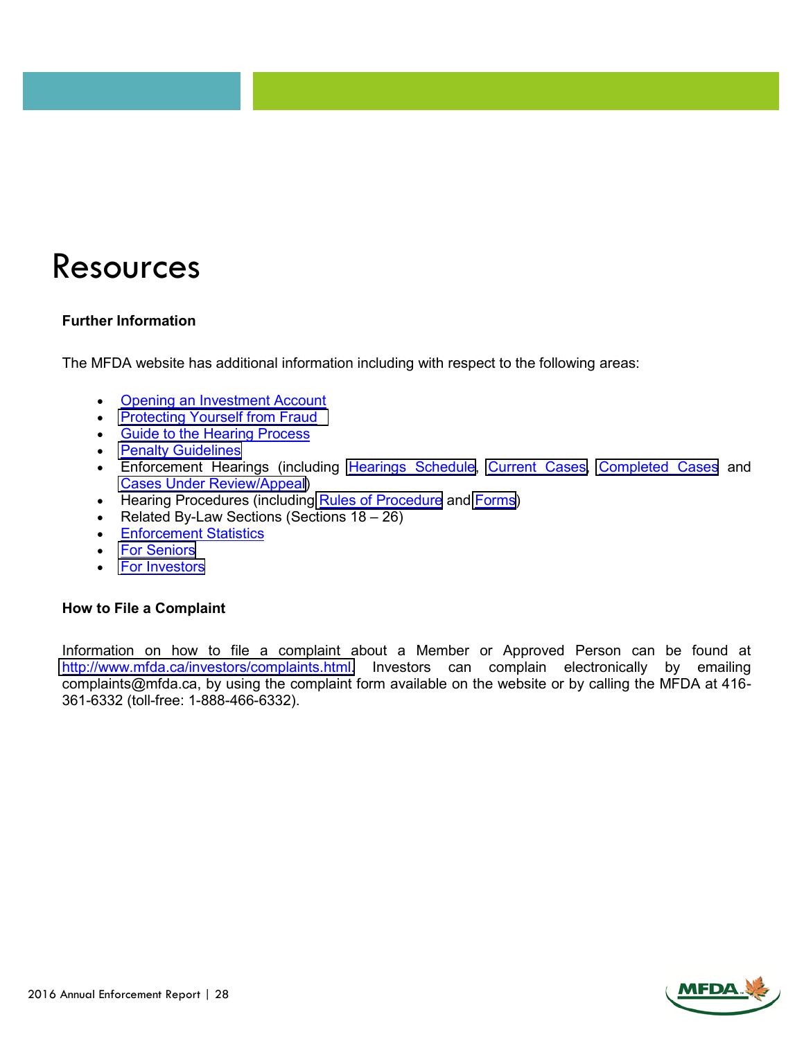# Resources

### Further Information

The MFDA website has additional information including with respect to the following areas:

- Opening an Investment Account
- Protecting Yourself from Fraud
- Guide to the Hearing Process
- Penalty Guidelines
- Enforcement Hearings (including Hearings Schedule, Current Cases, Completed Cases and Cases Under Review/Appeal)
- Hearing Procedures (including Rules of Procedure and Forms)
- Related By-Law Sections (Sections 18 – 26)
- Enforcement Statistics
- For Seniors
- For Investors

### How to File a Complaint

Information on how to file a complaint about a Member or Approved Person can be found at http://www.mfda.ca/investors/complaints.html. Investors can complain electronically by emailing complaints@mfda.ca, by using the complaint form available on the website or by calling the MFDA at 416-361-6332 (toll-free: 1-888-466-6332).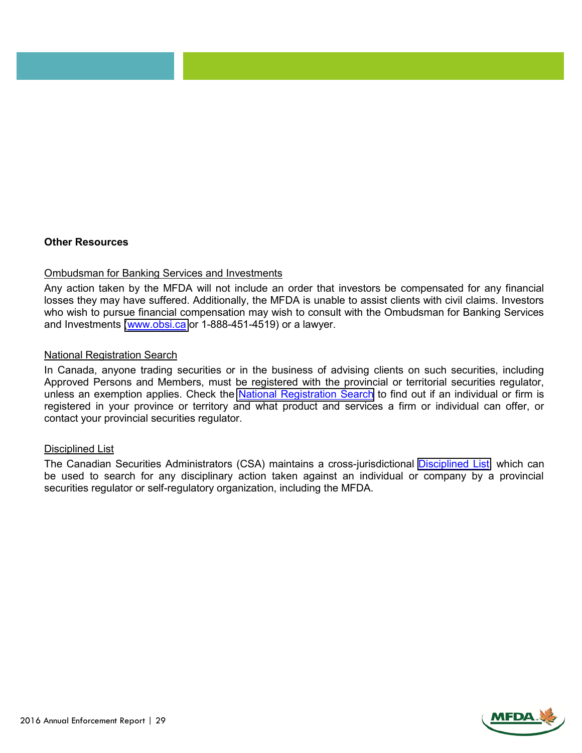**Other Resources**

Ombudsman for Banking Services and Investments

Any action taken by the MFDA will not include an order that investors be compensated for any financial losses they may have suffered. Additionally, the MFDA is unable to assist clients with civil claims. Investors who wish to pursue financial compensation may wish to consult with the Ombudsman for Banking Services and Investments (www.obsi.ca or 1-888-451-4519) or a lawyer.

National Registration Search

In Canada, anyone trading securities or in the business of advising clients on such securities, including Approved Persons and Members, must be registered with the provincial or territorial securities regulator, unless an exemption applies. Check the National Registration Search to find out if an individual or firm is registered in your province or territory and what product and services a firm or individual can offer, or contact your provincial securities regulator.

Disciplined List

The Canadian Securities Administrators (CSA) maintains a cross-jurisdictional Disciplined List which can be used to search for any disciplinary action taken against an individual or company by a provincial securities regulator or self-regulatory organization, including the MFDA.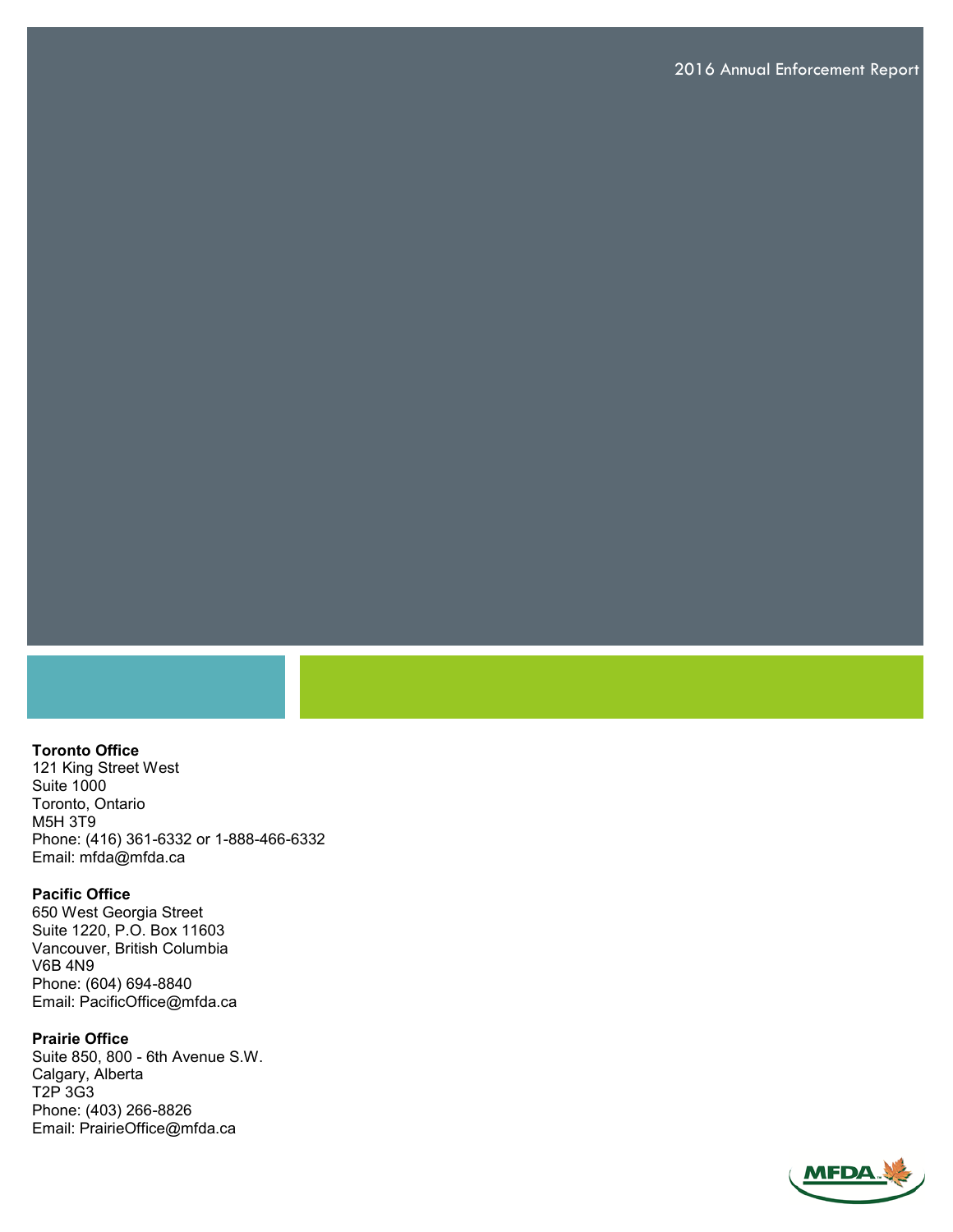2016 Annual Enforcement Report

**Toronto Office**
121 King Street West
Suite 1000
Toronto, Ontario
M5H 3T9
Phone: (416) 361-6332 or 1-888-466-6332
Email: mfda@mfda.ca

**Pacific Office**
650 West Georgia Street
Suite 1220, P.O. Box 11603
Vancouver, British Columbia
V6B 4N9
Phone: (604) 694-8840
Email: PacificOffice@mfda.ca

**Prairie Office**
Suite 850, 800 - 6th Avenue S.W.
Calgary, Alberta
T2P 3G3
Phone: (403) 266-8826
Email: PrairieOffice@mfda.ca

MFDA